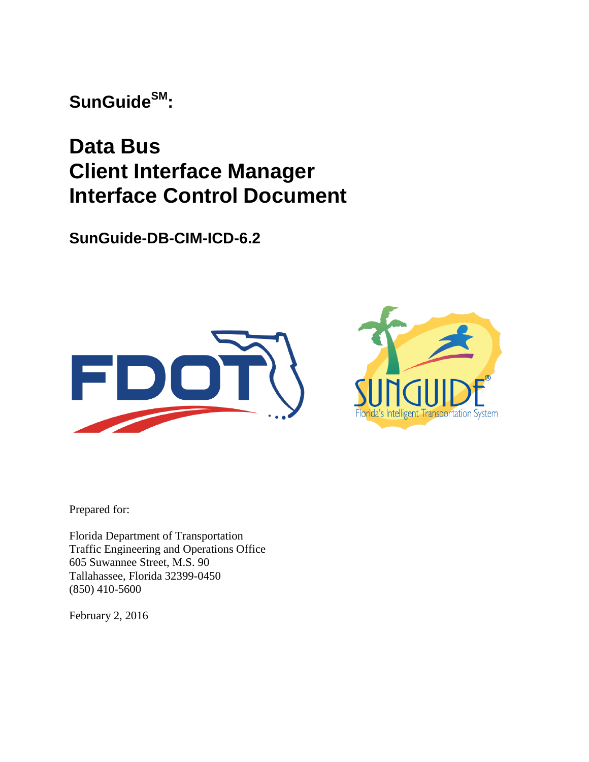**SunGuide[SM]:**

# Data Bus Client Interface Manager Interface Control Document

**SunGuide-DB-CIM-ICD-6.2**

Prepared for:

Florida Department of Transportation
Traffic Engineering and Operations Office
605 Suwannee Street, M.S. 90
Tallahassee, Florida 32399-0450
(850) 410-5600

February 2, 2016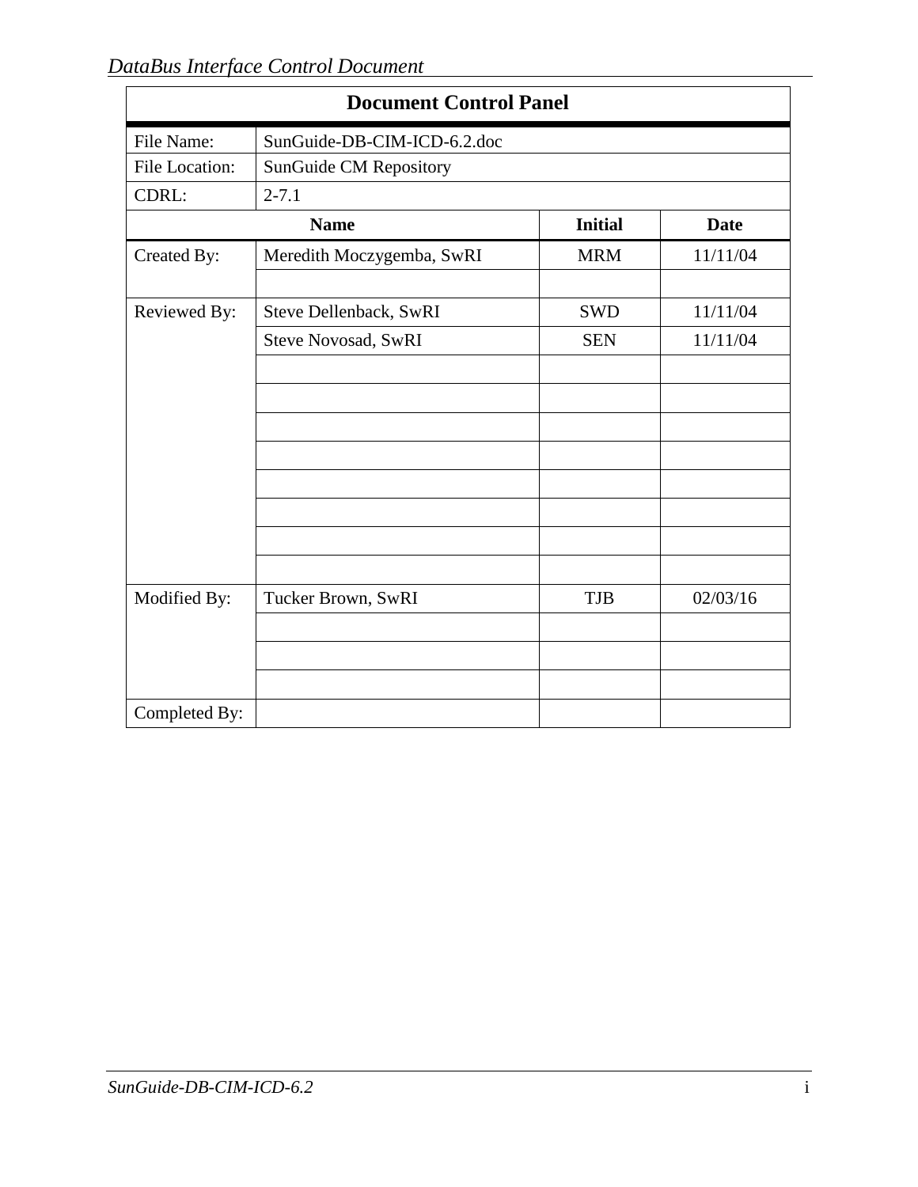## Document Control Panel

| | | | |
|---|---|---|---|
| File Name: | SunGuide-DB-CIM-ICD-6.2.doc | | |
| File Location: | SunGuide CM Repository | | |
| CDRL: | 2-7.1 | | |
| | **Name** | **Initial** | **Date** |
| Created By: | Meredith Moczygemba, SwRI | MRM | 11/11/04 |
| | | | |
| Reviewed By: | Steve Dellenback, SwRI | SWD | 11/11/04 |
| | Steve Novosad, SwRI | SEN | 11/11/04 |
| | | | |
| | | | |
| | | | |
| | | | |
| | | | |
| | | | |
| | | | |
| | | | |
| Modified By: | Tucker Brown, SwRI | TJB | 02/03/16 |
| | | | |
| | | | |
| | | | |
| Completed By: | | | |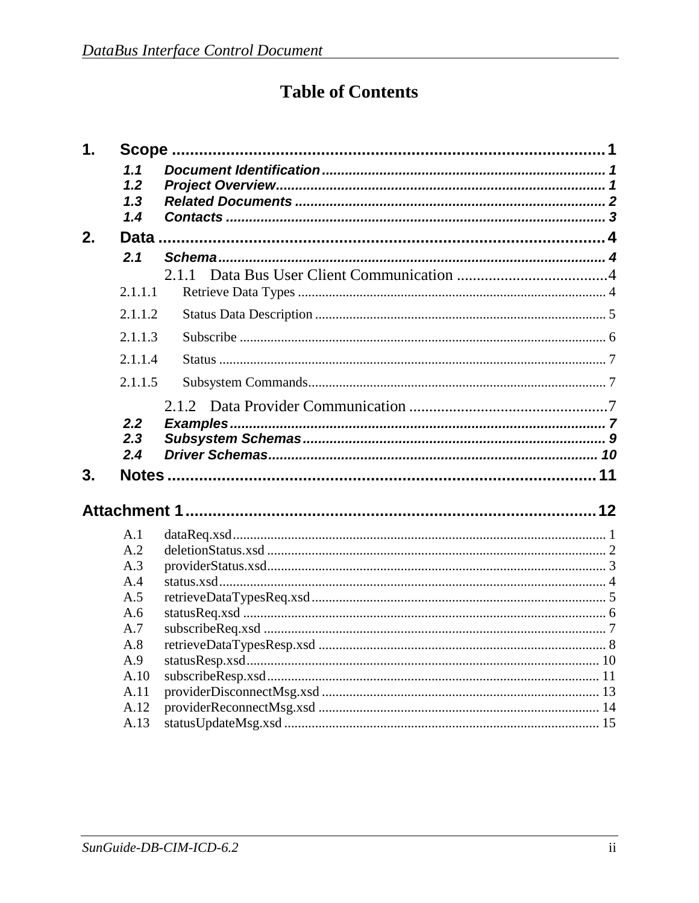# Table of Contents

1. Scope ........................................................................................ 1
   - 1.1 Document Identification ........................................................ 1
   - 1.2 Project Overview ................................................................ 1
   - 1.3 Related Documents ............................................................ 2
   - 1.4 Contacts ............................................................................ 3
2. Data ......................................................................................... 4
   - 2.1 Schema .............................................................................. 4
     - 2.1.1 Data Bus User Client Communication ...................................... 4
       - 2.1.1.1 Retrieve Data Types ........................................................ 4
       - 2.1.1.2 Status Data Description .................................................... 5
       - 2.1.1.3 Subscribe ....................................................................... 6
       - 2.1.1.4 Status ............................................................................ 7
       - 2.1.1.5 Subsystem Commands ....................................................... 7
     - 2.1.2 Data Provider Communication ................................................. 7
   - 2.2 Examples ........................................................................... 7
   - 2.3 Subsystem Schemas ............................................................ 9
   - 2.4 Driver Schemas .................................................................. 10
3. Notes ....................................................................................... 11

Attachment 1 .............................................................................. 12

- A.1 dataReq.xsd ........................................................................... 1
- A.2 deletionStatus.xsd .................................................................. 2
- A.3 providerStatus.xsd .................................................................. 3
- A.4 status.xsd .............................................................................. 4
- A.5 retrieveDataTypesReq.xsd ........................................................ 5
- A.6 statusReq.xsd ......................................................................... 6
- A.7 subscribeReq.xsd .................................................................... 7
- A.8 retrieveDataTypesResp.xsd ....................................................... 8
- A.9 statusResp.xsd ....................................................................... 10
- A.10 subscribeResp.xsd ................................................................. 11
- A.11 providerDisconnectMsg.xsd ..................................................... 13
- A.12 providerReconnectMsg.xsd ...................................................... 14
- A.13 statusUpdateMsg.xsd .............................................................. 15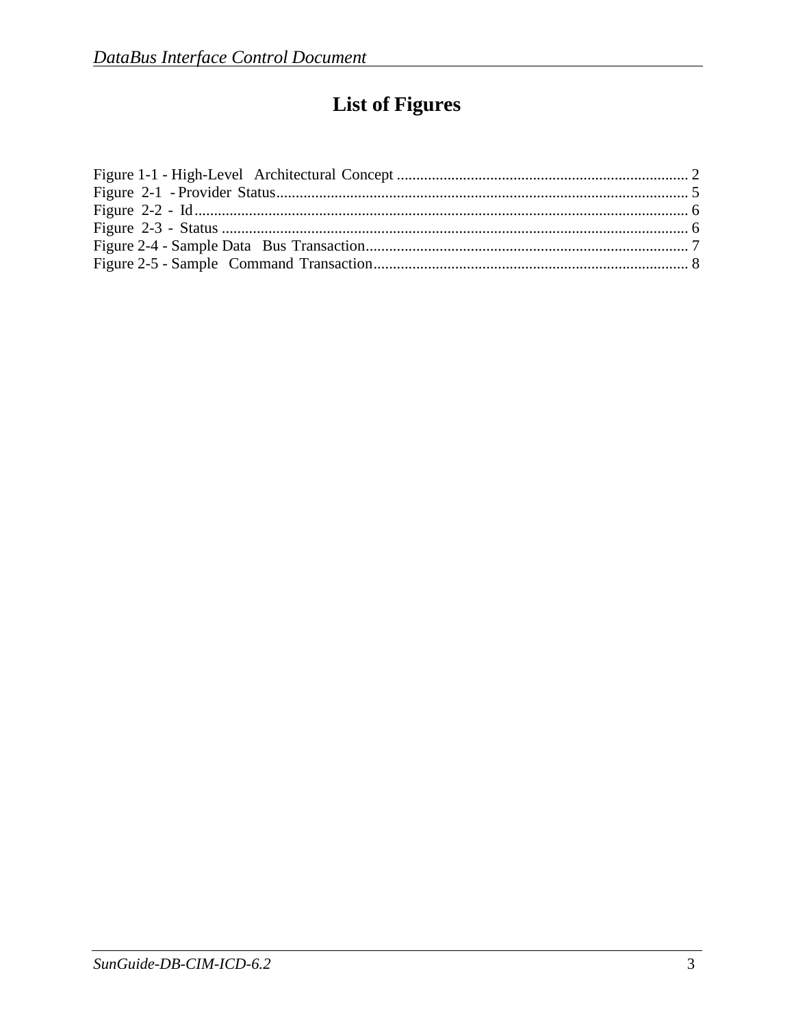# List of Figures

Figure 1-1 - High-Level Architectural Concept .......................................................................... 2
Figure 2-1 - Provider Status......................................................................................................... 5
Figure 2-2 - Id.............................................................................................................................. 6
Figure 2-3 - Status ....................................................................................................................... 6
Figure 2-4 - Sample Data Bus Transaction.................................................................................. 7
Figure 2-5 - Sample Command Transaction................................................................................. 8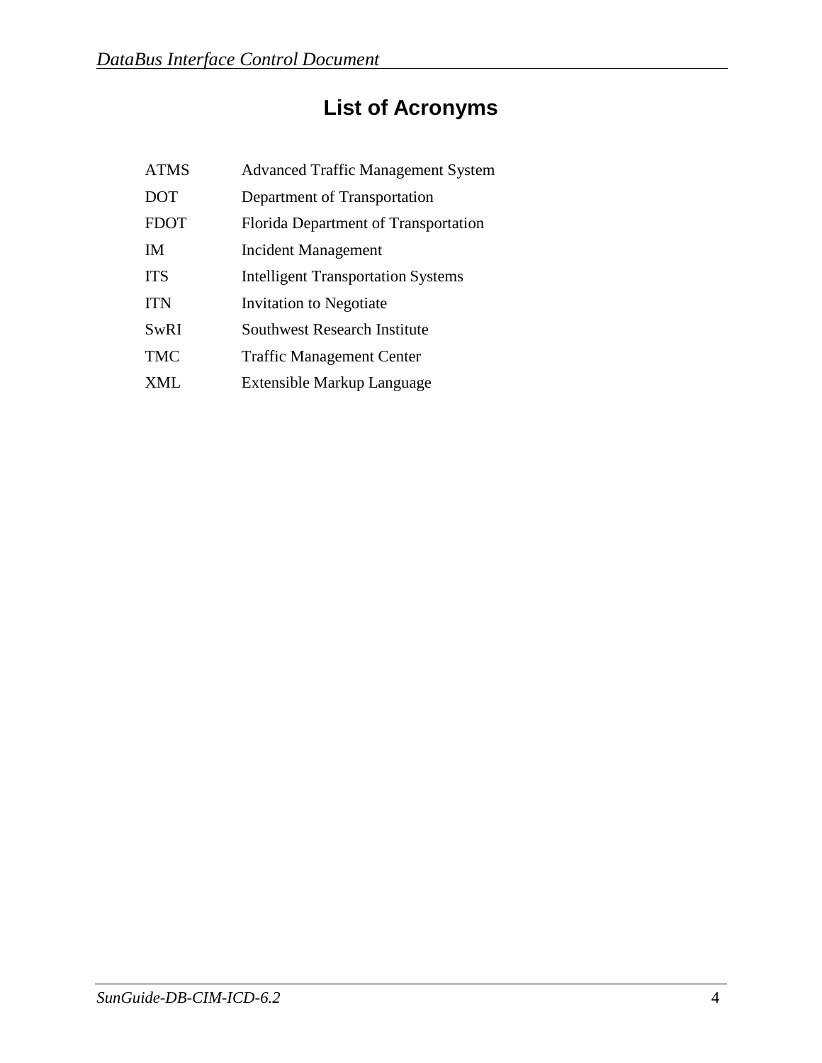# List of Acronyms

| | |
|---|---|
| ATMS | Advanced Traffic Management System |
| DOT | Department of Transportation |
| FDOT | Florida Department of Transportation |
| IM | Incident Management |
| ITS | Intelligent Transportation Systems |
| ITN | Invitation to Negotiate |
| SwRI | Southwest Research Institute |
| TMC | Traffic Management Center |
| XML | Extensible Markup Language |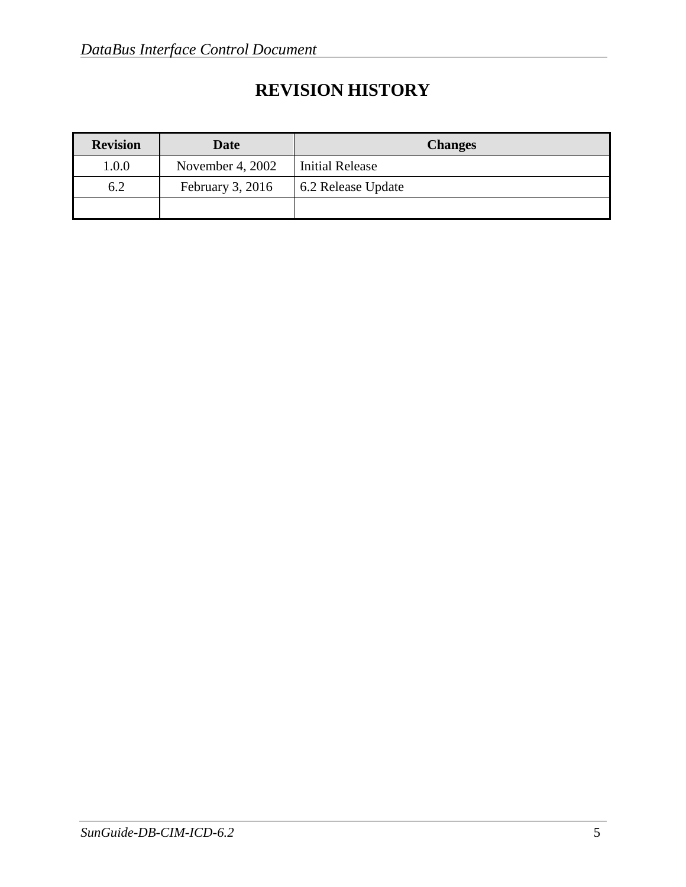# REVISION HISTORY

| Revision | Date | Changes |
|---|---|---|
| 1.0.0 | November 4, 2002 | Initial Release |
| 6.2 | February 3, 2016 | 6.2 Release Update |
| | | |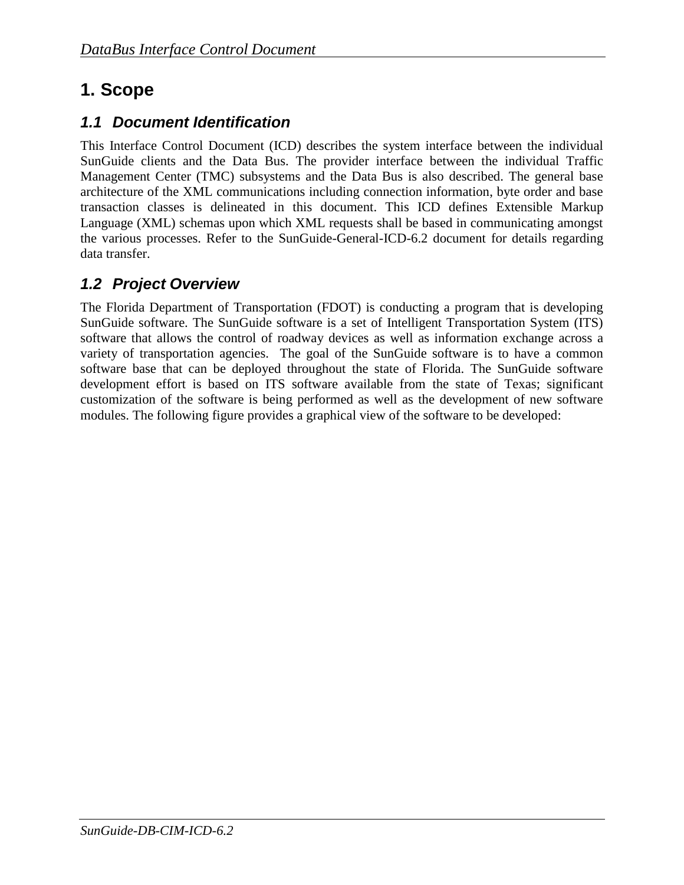# 1. Scope

## 1.1 Document Identification

This Interface Control Document (ICD) describes the system interface between the individual SunGuide clients and the Data Bus. The provider interface between the individual Traffic Management Center (TMC) subsystems and the Data Bus is also described. The general base architecture of the XML communications including connection information, byte order and base transaction classes is delineated in this document. This ICD defines Extensible Markup Language (XML) schemas upon which XML requests shall be based in communicating amongst the various processes. Refer to the SunGuide-General-ICD-6.2 document for details regarding data transfer.

## 1.2 Project Overview

The Florida Department of Transportation (FDOT) is conducting a program that is developing SunGuide software. The SunGuide software is a set of Intelligent Transportation System (ITS) software that allows the control of roadway devices as well as information exchange across a variety of transportation agencies. The goal of the SunGuide software is to have a common software base that can be deployed throughout the state of Florida. The SunGuide software development effort is based on ITS software available from the state of Texas; significant customization of the software is being performed as well as the development of new software modules. The following figure provides a graphical view of the software to be developed: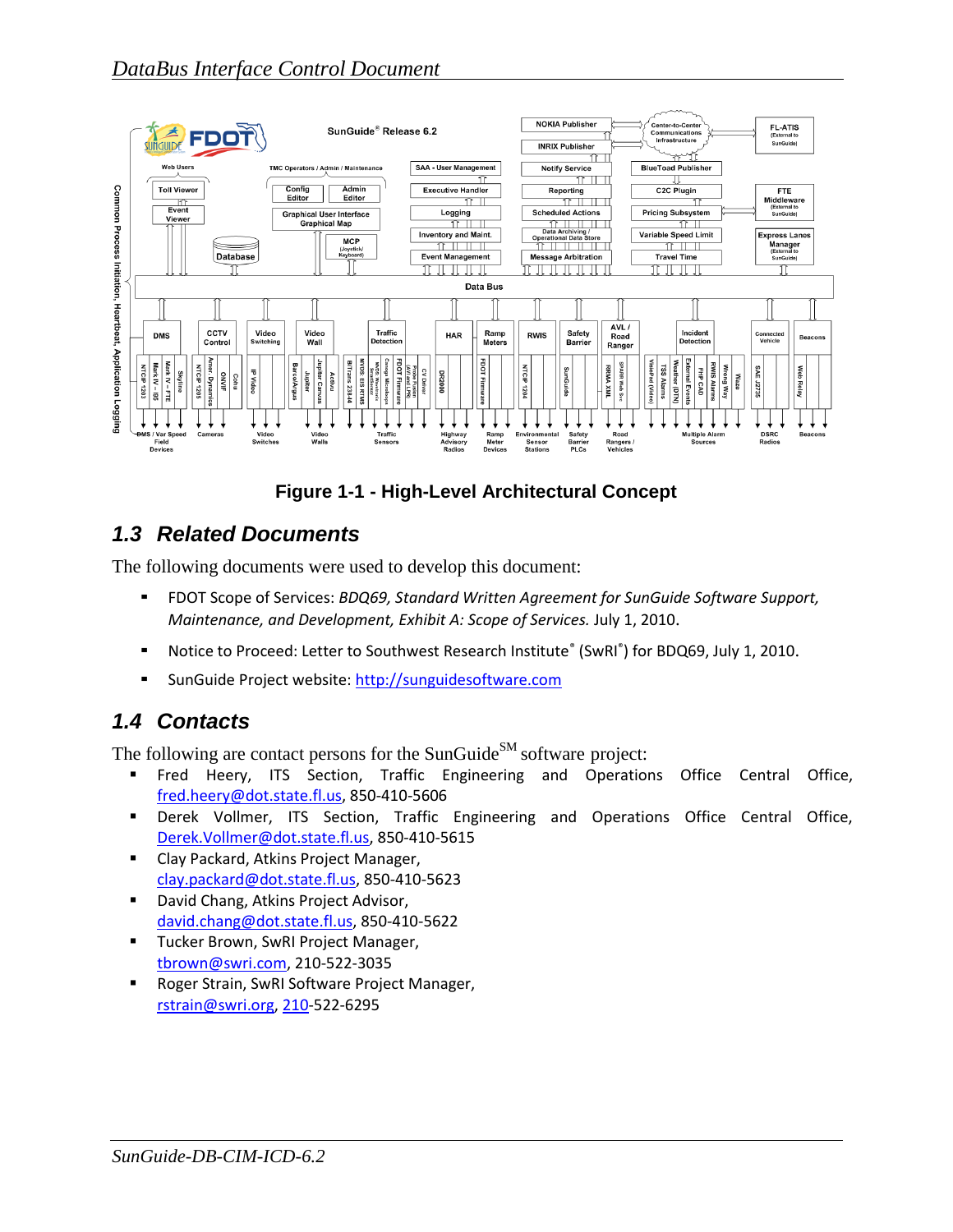Figure 1-1 - High-Level Architectural Concept

## 1.3 Related Documents

The following documents were used to develop this document:

- FDOT Scope of Services: *BDQ69, Standard Written Agreement for SunGuide Software Support, Maintenance, and Development, Exhibit A: Scope of Services.* July 1, 2010.
- Notice to Proceed: Letter to Southwest Research Institute® (SwRI®) for BDQ69, July 1, 2010.
- SunGuide Project website: http://sunguidesoftware.com

## 1.4 Contacts

The following are contact persons for the SunGuide℠ software project:

- Fred Heery, ITS Section, Traffic Engineering and Operations Office Central Office, fred.heery@dot.state.fl.us, 850-410-5606
- Derek Vollmer, ITS Section, Traffic Engineering and Operations Office Central Office, Derek.Vollmer@dot.state.fl.us, 850-410-5615
- Clay Packard, Atkins Project Manager, clay.packard@dot.state.fl.us, 850-410-5623
- David Chang, Atkins Project Advisor, david.chang@dot.state.fl.us, 850-410-5622
- Tucker Brown, SwRI Project Manager, tbrown@swri.com, 210-522-3035
- Roger Strain, SwRI Software Project Manager, rstrain@swri.org, 210-522-6295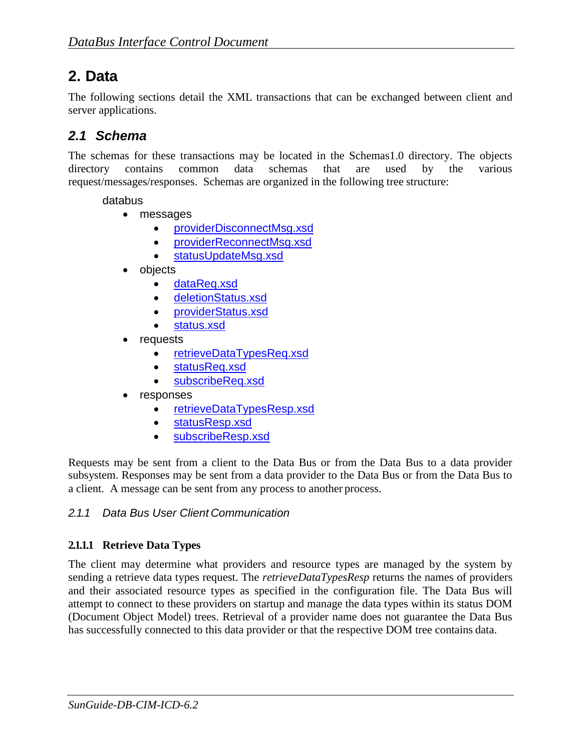# 2. Data

The following sections detail the XML transactions that can be exchanged between client and server applications.

## 2.1 Schema

The schemas for these transactions may be located in the Schemas1.0 directory. The objects directory contains common data schemas that are used by the various request/messages/responses. Schemas are organized in the following tree structure:

databus

- messages
  - providerDisconnectMsg.xsd
  - providerReconnectMsg.xsd
  - statusUpdateMsg.xsd
- objects
  - dataReq.xsd
  - deletionStatus.xsd
  - providerStatus.xsd
  - status.xsd
- requests
  - retrieveDataTypesReq.xsd
  - statusReq.xsd
  - subscribeReq.xsd
- responses
  - retrieveDataTypesResp.xsd
  - statusResp.xsd
  - subscribeResp.xsd

Requests may be sent from a client to the Data Bus or from the Data Bus to a data provider subsystem. Responses may be sent from a data provider to the Data Bus or from the Data Bus to a client. A message can be sent from any process to another process.

### 2.1.1 Data Bus User Client Communication

#### 2.1.1.1 Retrieve Data Types

The client may determine what providers and resource types are managed by the system by sending a retrieve data types request. The *retrieveDataTypesResp* returns the names of providers and their associated resource types as specified in the configuration file. The Data Bus will attempt to connect to these providers on startup and manage the data types within its status DOM (Document Object Model) trees. Retrieval of a provider name does not guarantee the Data Bus has successfully connected to this data provider or that the respective DOM tree contains data.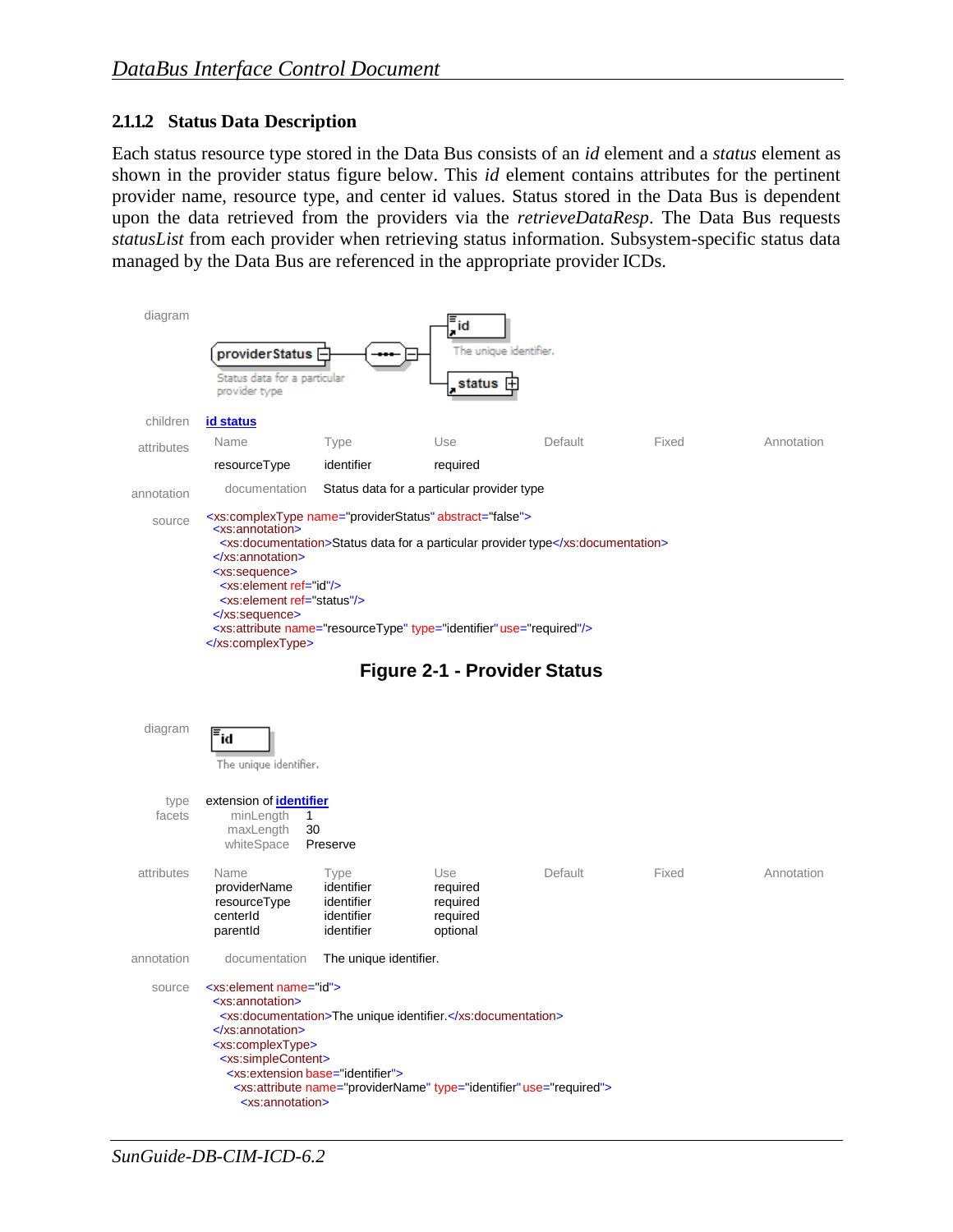#### 2.1.1.2 Status Data Description

Each status resource type stored in the Data Bus consists of an *id* element and a *status* element as shown in the provider status figure below. This *id* element contains attributes for the pertinent provider name, resource type, and center id values. Status stored in the Data Bus is dependent upon the data retrieved from the providers via the *retrieveDataResp*. The Data Bus requests *statusList* from each provider when retrieving status information. Subsystem-specific status data managed by the Data Bus are referenced in the appropriate provider ICDs.

diagram

providerStatus — Status data for a particular provider type
- id — The unique identifier.
- status

children **id status**

attributes

| Name | Type | Use | Default | Fixed | Annotation |
|---|---|---|---|---|---|
| resourceType | identifier | required | | | |

annotation — documentation: Status data for a particular provider type

source

```
<xs:complexType name="providerStatus" abstract="false">
  <xs:annotation>
    <xs:documentation>Status data for a particular provider type</xs:documentation>
  </xs:annotation>
  <xs:sequence>
    <xs:element ref="id"/>
    <xs:element ref="status"/>
  </xs:sequence>
  <xs:attribute name="resourceType" type="identifier" use="required"/>
</xs:complexType>
```

**Figure 2-1 - Provider Status**

diagram

id — The unique identifier.

type: extension of **identifier**

facets

| | |
|---|---|
| minLength | 1 |
| maxLength | 30 |
| whiteSpace | Preserve |

attributes

| Name | Type | Use | Default | Fixed | Annotation |
|---|---|---|---|---|---|
| providerName | identifier | required | | | |
| resourceType | identifier | required | | | |
| centerId | identifier | required | | | |
| parentId | identifier | optional | | | |

annotation — documentation: The unique identifier.

source

```
<xs:element name="id">
  <xs:annotation>
    <xs:documentation>The unique identifier.</xs:documentation>
  </xs:annotation>
  <xs:complexType>
    <xs:simpleContent>
      <xs:extension base="identifier">
        <xs:attribute name="providerName" type="identifier" use="required">
          <xs:annotation>
```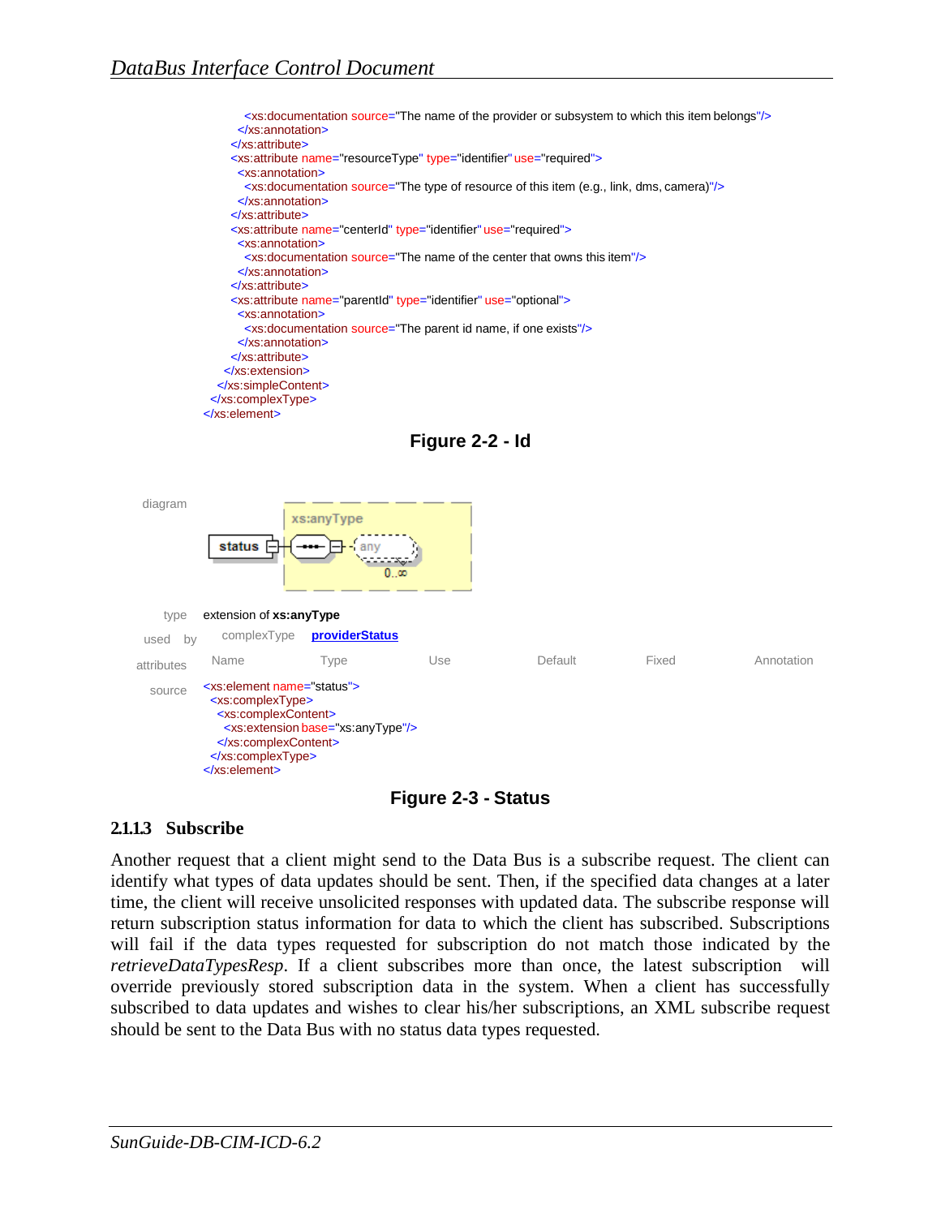```xml
        <xs:documentation source="The name of the provider or subsystem to which this item belongs"/>
      </xs:annotation>
    </xs:attribute>
    <xs:attribute name="resourceType" type="identifier" use="required">
      <xs:annotation>
        <xs:documentation source="The type of resource of this item (e.g., link, dms, camera)"/>
      </xs:annotation>
    </xs:attribute>
    <xs:attribute name="centerId" type="identifier" use="required">
      <xs:annotation>
        <xs:documentation source="The name of the center that owns this item"/>
      </xs:annotation>
    </xs:attribute>
    <xs:attribute name="parentId" type="identifier" use="optional">
      <xs:annotation>
        <xs:documentation source="The parent id name, if one exists"/>
      </xs:annotation>
    </xs:attribute>
   </xs:extension>
  </xs:simpleContent>
 </xs:complexType>
</xs:element>
```

**Figure 2-2 - Id**

diagram: status → xs:anyType (any 0..∞)

| | |
|---|---|
| type | extension of **xs:anyType** |
| used by | complexType **providerStatus** |
| attributes | Name · Type · Use · Default · Fixed · Annotation |

source

```xml
<xs:element name="status">
  <xs:complexType>
    <xs:complexContent>
      <xs:extension base="xs:anyType"/>
    </xs:complexContent>
  </xs:complexType>
</xs:element>
```

**Figure 2-3 - Status**

#### 2.1.1.3 Subscribe

Another request that a client might send to the Data Bus is a subscribe request. The client can identify what types of data updates should be sent. Then, if the specified data changes at a later time, the client will receive unsolicited responses with updated data. The subscribe response will return subscription status information for data to which the client has subscribed. Subscriptions will fail if the data types requested for subscription do not match those indicated by the *retrieveDataTypesResp*. If a client subscribes more than once, the latest subscription will override previously stored subscription data in the system. When a client has successfully subscribed to data updates and wishes to clear his/her subscriptions, an XML subscribe request should be sent to the Data Bus with no status data types requested.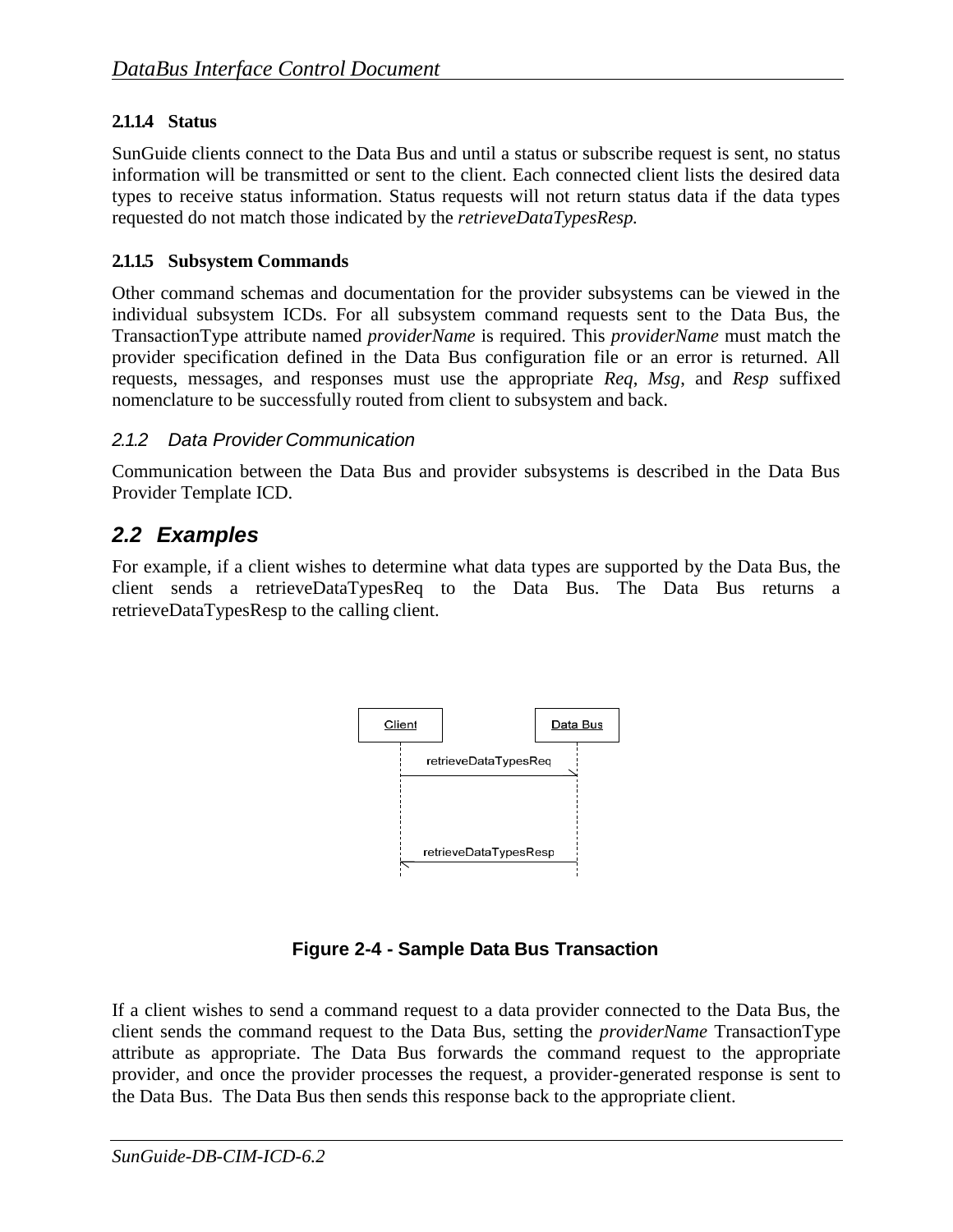#### 2.1.1.4 Status

SunGuide clients connect to the Data Bus and until a status or subscribe request is sent, no status information will be transmitted or sent to the client. Each connected client lists the desired data types to receive status information. Status requests will not return status data if the data types requested do not match those indicated by the *retrieveDataTypesResp.*

#### 2.1.1.5 Subsystem Commands

Other command schemas and documentation for the provider subsystems can be viewed in the individual subsystem ICDs. For all subsystem command requests sent to the Data Bus, the TransactionType attribute named *providerName* is required. This *providerName* must match the provider specification defined in the Data Bus configuration file or an error is returned. All requests, messages, and responses must use the appropriate *Req*, *Msg*, and *Resp* suffixed nomenclature to be successfully routed from client to subsystem and back.

### 2.1.2 Data Provider Communication

Communication between the Data Bus and provider subsystems is described in the Data Bus Provider Template ICD.

## 2.2 Examples

For example, if a client wishes to determine what data types are supported by the Data Bus, the client sends a retrieveDataTypesReq to the Data Bus. The Data Bus returns a retrieveDataTypesResp to the calling client.

Client → Data Bus: retrieveDataTypesReq

Data Bus → Client: retrieveDataTypesResp

**Figure 2-4 - Sample Data Bus Transaction**

If a client wishes to send a command request to a data provider connected to the Data Bus, the client sends the command request to the Data Bus, setting the *providerName* TransactionType attribute as appropriate. The Data Bus forwards the command request to the appropriate provider, and once the provider processes the request, a provider-generated response is sent to the Data Bus. The Data Bus then sends this response back to the appropriate client.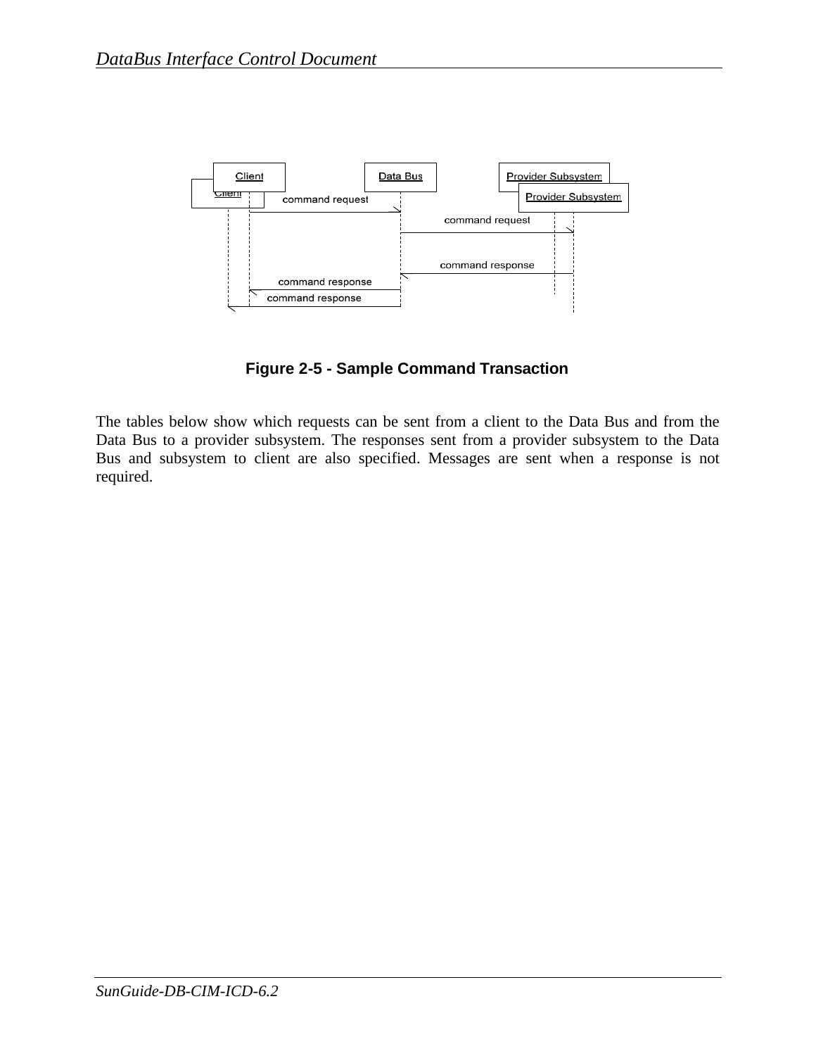**Figure 2-5 - Sample Command Transaction**

The tables below show which requests can be sent from a client to the Data Bus and from the Data Bus to a provider subsystem. The responses sent from a provider subsystem to the Data Bus and subsystem to client are also specified. Messages are sent when a response is not required.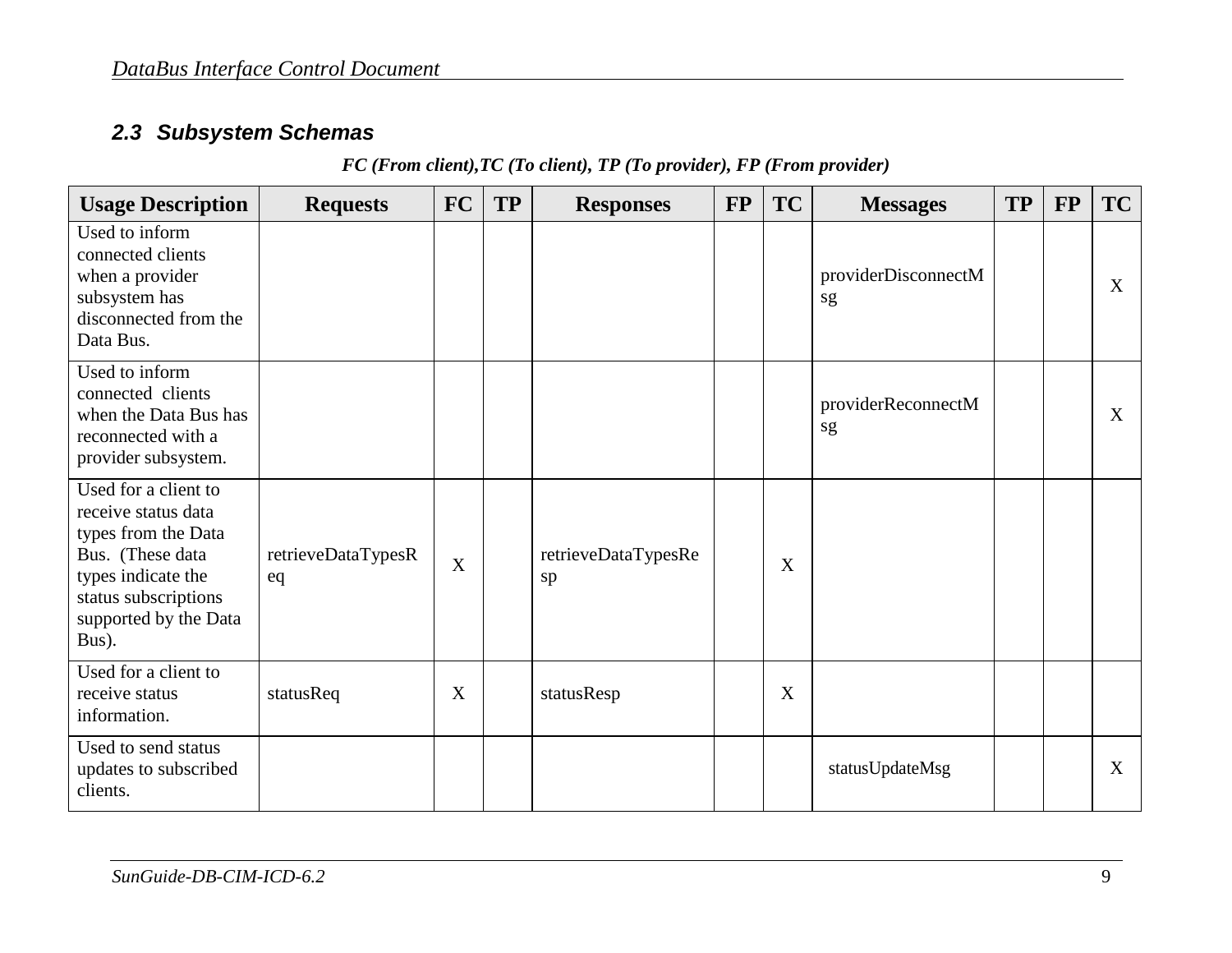## 2.3 Subsystem Schemas

***FC (From client),TC (To client), TP (To provider), FP (From provider)***

| Usage Description | Requests | FC | TP | Responses | FP | TC | Messages | TP | FP | TC |
|---|---|---|---|---|---|---|---|---|---|---|
| Used to inform connected clients when a provider subsystem has disconnected from the Data Bus. | | | | | | | providerDisconnectMsg | | | X |
| Used to inform connected clients when the Data Bus has reconnected with a provider subsystem. | | | | | | | providerReconnectMsg | | | X |
| Used for a client to receive status data types from the Data Bus. (These data types indicate the status subscriptions supported by the Data Bus). | retrieveDataTypesReq | X | | retrieveDataTypesResp | | X | | | | |
| Used for a client to receive status information. | statusReq | X | | statusResp | | X | | | | |
| Used to send status updates to subscribed clients. | | | | | | | statusUpdateMsg | | | X |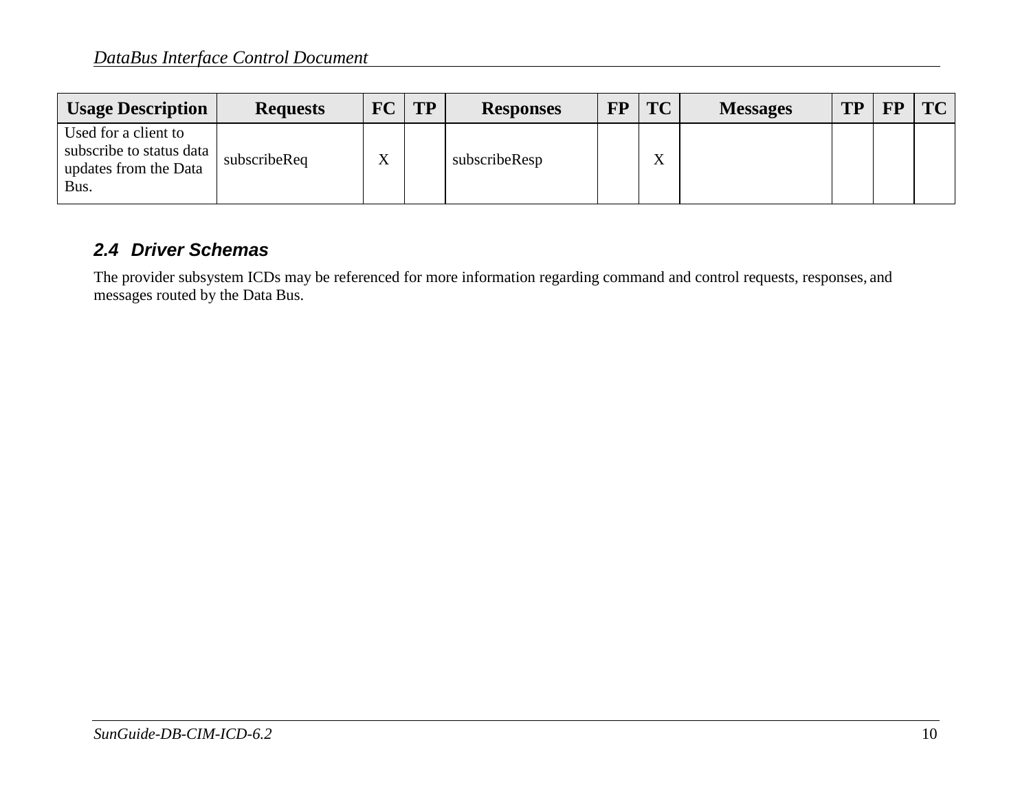| Usage Description | Requests | FC | TP | Responses | FP | TC | Messages | TP | FP | TC |
|---|---|---|---|---|---|---|---|---|---|---|
| Used for a client to subscribe to status data updates from the Data Bus. | subscribeReq | X | | subscribeResp | | X | | | | |

### 2.4 Driver Schemas

The provider subsystem ICDs may be referenced for more information regarding command and control requests, responses, and messages routed by the Data Bus.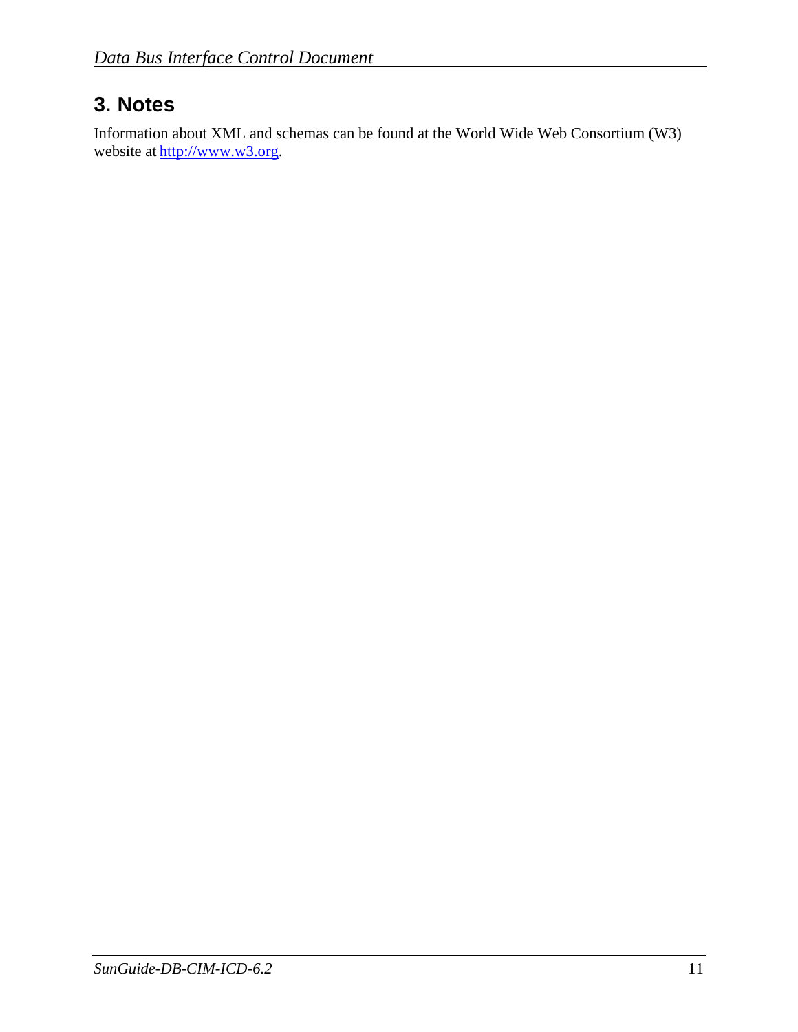# 3. Notes

Information about XML and schemas can be found at the World Wide Web Consortium (W3) website at [http://www.w3.org](http://www.w3.org).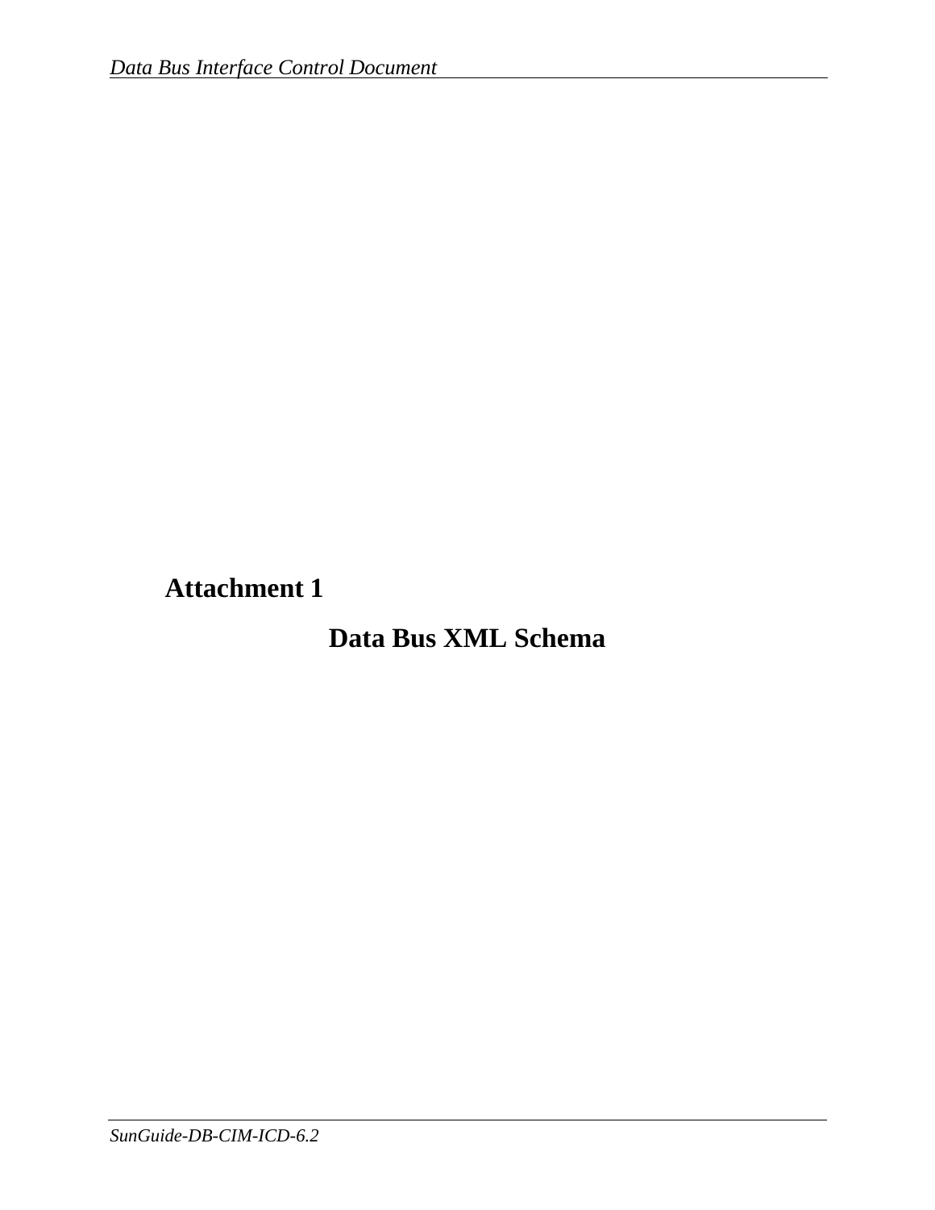# Attachment 1

## Data Bus XML Schema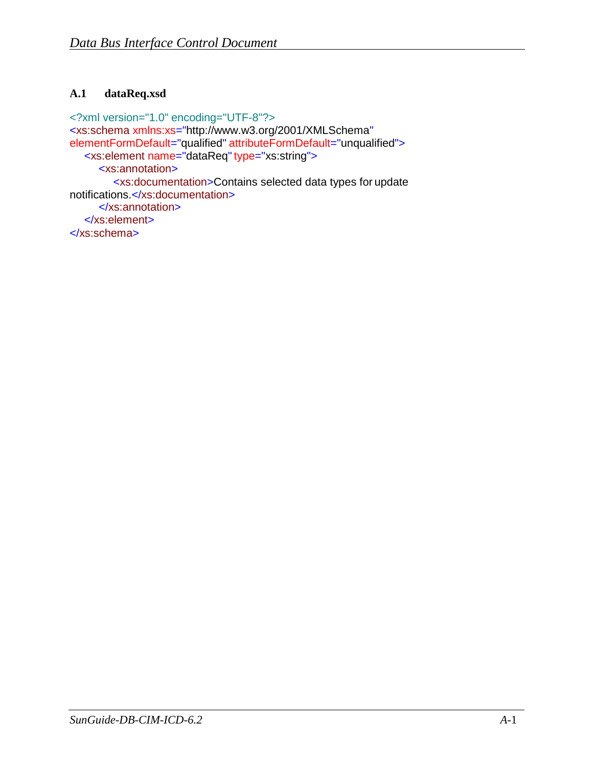### A.1 dataReq.xsd

```xml
<?xml version="1.0" encoding="UTF-8"?>
<xs:schema xmlns:xs="http://www.w3.org/2001/XMLSchema"
elementFormDefault="qualified" attributeFormDefault="unqualified">
    <xs:element name="dataReq" type="xs:string">
        <xs:annotation>
            <xs:documentation>Contains selected data types for update
notifications.</xs:documentation>
        </xs:annotation>
    </xs:element>
</xs:schema>
```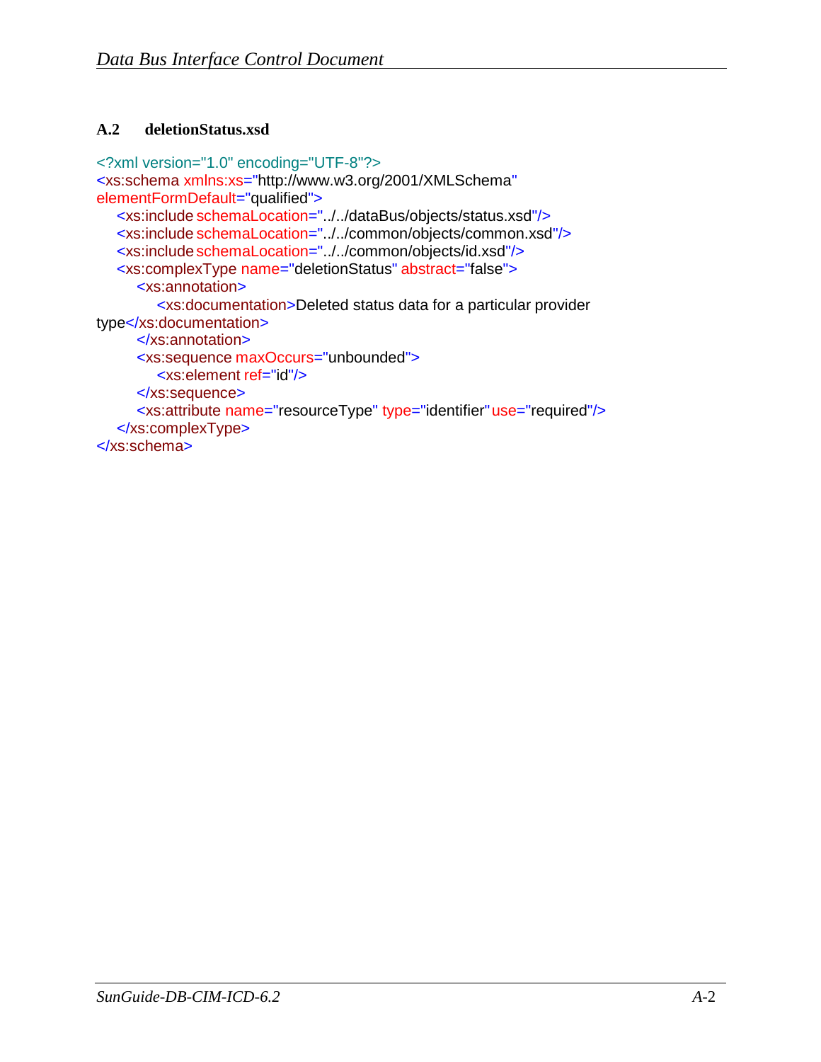### A.2 deletionStatus.xsd

```
<?xml version="1.0" encoding="UTF-8"?>
<xs:schema xmlns:xs="http://www.w3.org/2001/XMLSchema"
elementFormDefault="qualified">
    <xs:include schemaLocation="../../dataBus/objects/status.xsd"/>
    <xs:include schemaLocation="../../common/objects/common.xsd"/>
    <xs:include schemaLocation="../../common/objects/id.xsd"/>
    <xs:complexType name="deletionStatus" abstract="false">
        <xs:annotation>
            <xs:documentation>Deleted status data for a particular provider
type</xs:documentation>
        </xs:annotation>
        <xs:sequence maxOccurs="unbounded">
            <xs:element ref="id"/>
        </xs:sequence>
        <xs:attribute name="resourceType" type="identifier" use="required"/>
    </xs:complexType>
</xs:schema>
```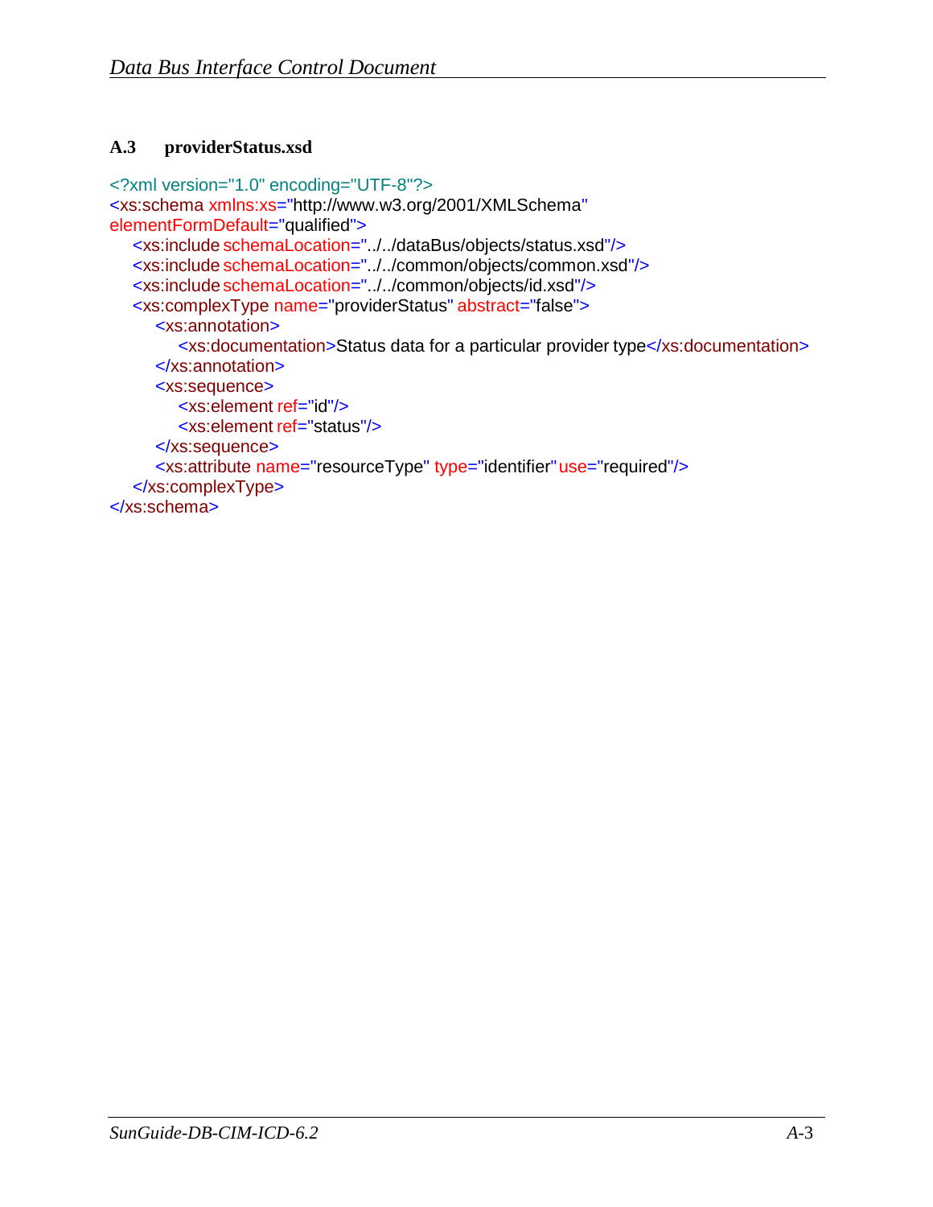### A.3 providerStatus.xsd

```xml
<?xml version="1.0" encoding="UTF-8"?>
<xs:schema xmlns:xs="http://www.w3.org/2001/XMLSchema"
elementFormDefault="qualified">
    <xs:include schemaLocation="../../dataBus/objects/status.xsd"/>
    <xs:include schemaLocation="../../common/objects/common.xsd"/>
    <xs:include schemaLocation="../../common/objects/id.xsd"/>
    <xs:complexType name="providerStatus" abstract="false">
        <xs:annotation>
            <xs:documentation>Status data for a particular provider type</xs:documentation>
        </xs:annotation>
        <xs:sequence>
            <xs:element ref="id"/>
            <xs:element ref="status"/>
        </xs:sequence>
        <xs:attribute name="resourceType" type="identifier" use="required"/>
    </xs:complexType>
</xs:schema>
```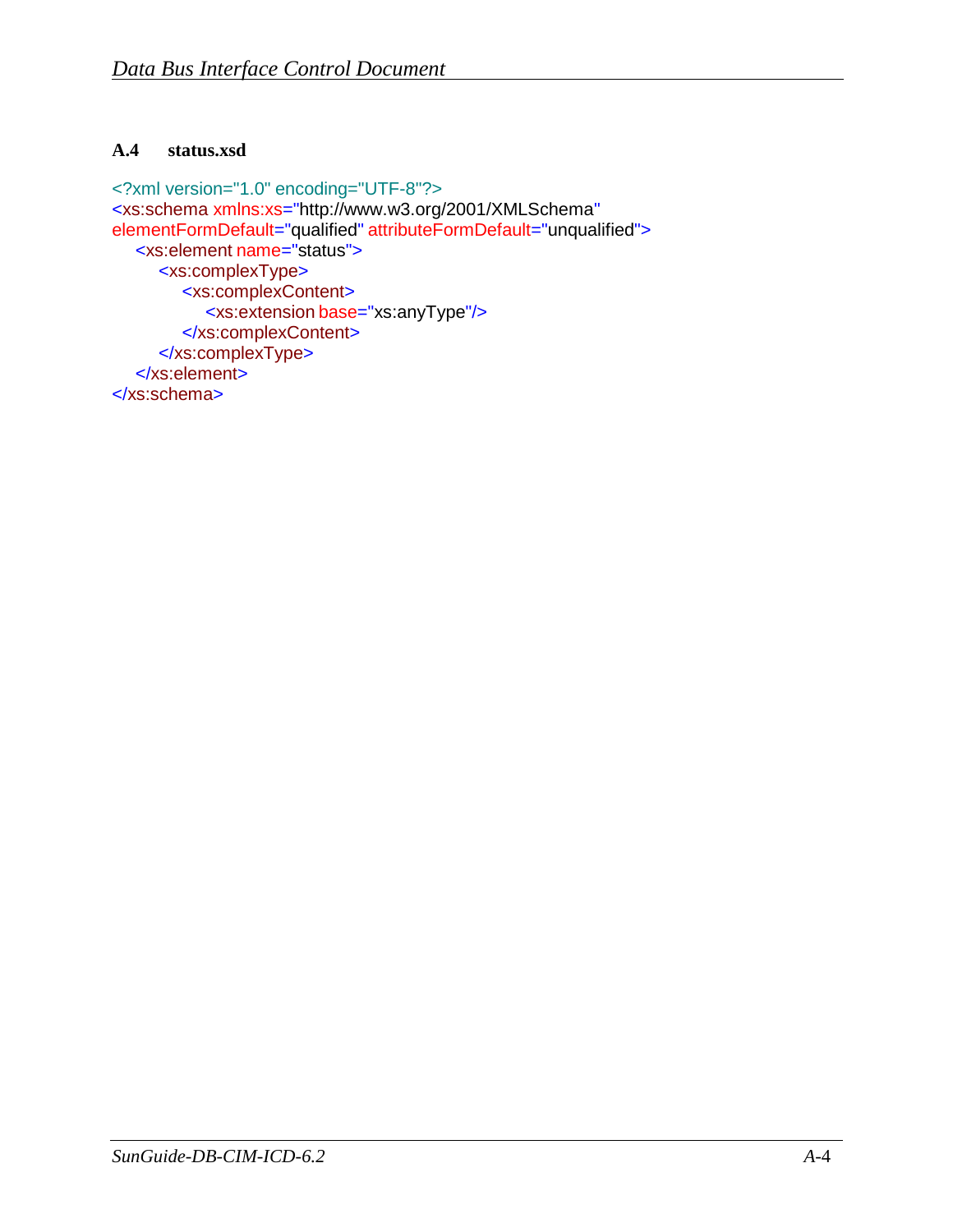### A.4 status.xsd

```
<?xml version="1.0" encoding="UTF-8"?>
<xs:schema xmlns:xs="http://www.w3.org/2001/XMLSchema"
elementFormDefault="qualified" attributeFormDefault="unqualified">
    <xs:element name="status">
        <xs:complexType>
            <xs:complexContent>
                <xs:extension base="xs:anyType"/>
            </xs:complexContent>
        </xs:complexType>
    </xs:element>
</xs:schema>
```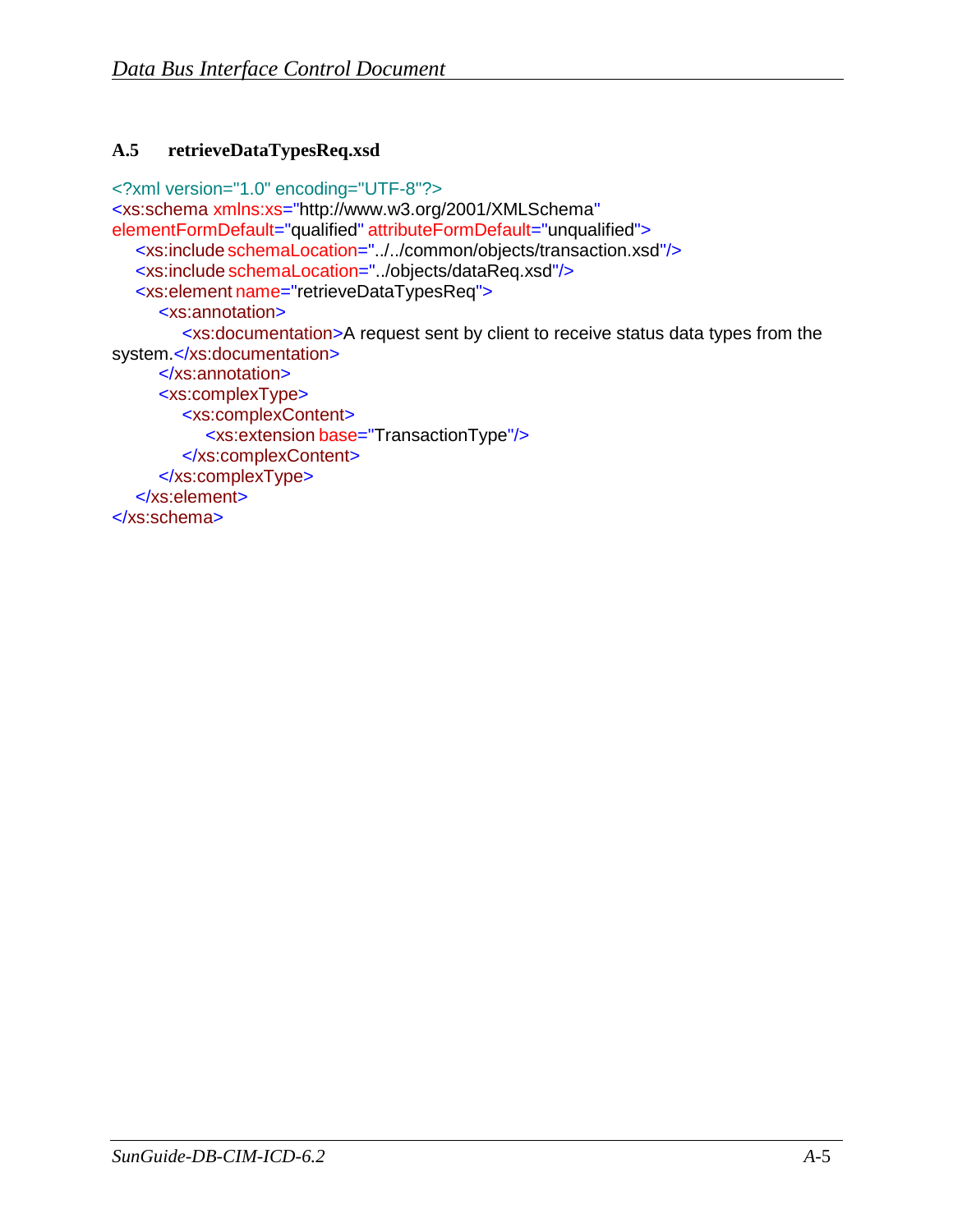### A.5 retrieveDataTypesReq.xsd

```xml
<?xml version="1.0" encoding="UTF-8"?>
<xs:schema xmlns:xs="http://www.w3.org/2001/XMLSchema"
elementFormDefault="qualified" attributeFormDefault="unqualified">
    <xs:include schemaLocation="../../common/objects/transaction.xsd"/>
    <xs:include schemaLocation="../objects/dataReq.xsd"/>
    <xs:element name="retrieveDataTypesReq">
        <xs:annotation>
            <xs:documentation>A request sent by client to receive status data types from the
system.</xs:documentation>
        </xs:annotation>
        <xs:complexType>
            <xs:complexContent>
                <xs:extension base="TransactionType"/>
            </xs:complexContent>
        </xs:complexType>
    </xs:element>
</xs:schema>
```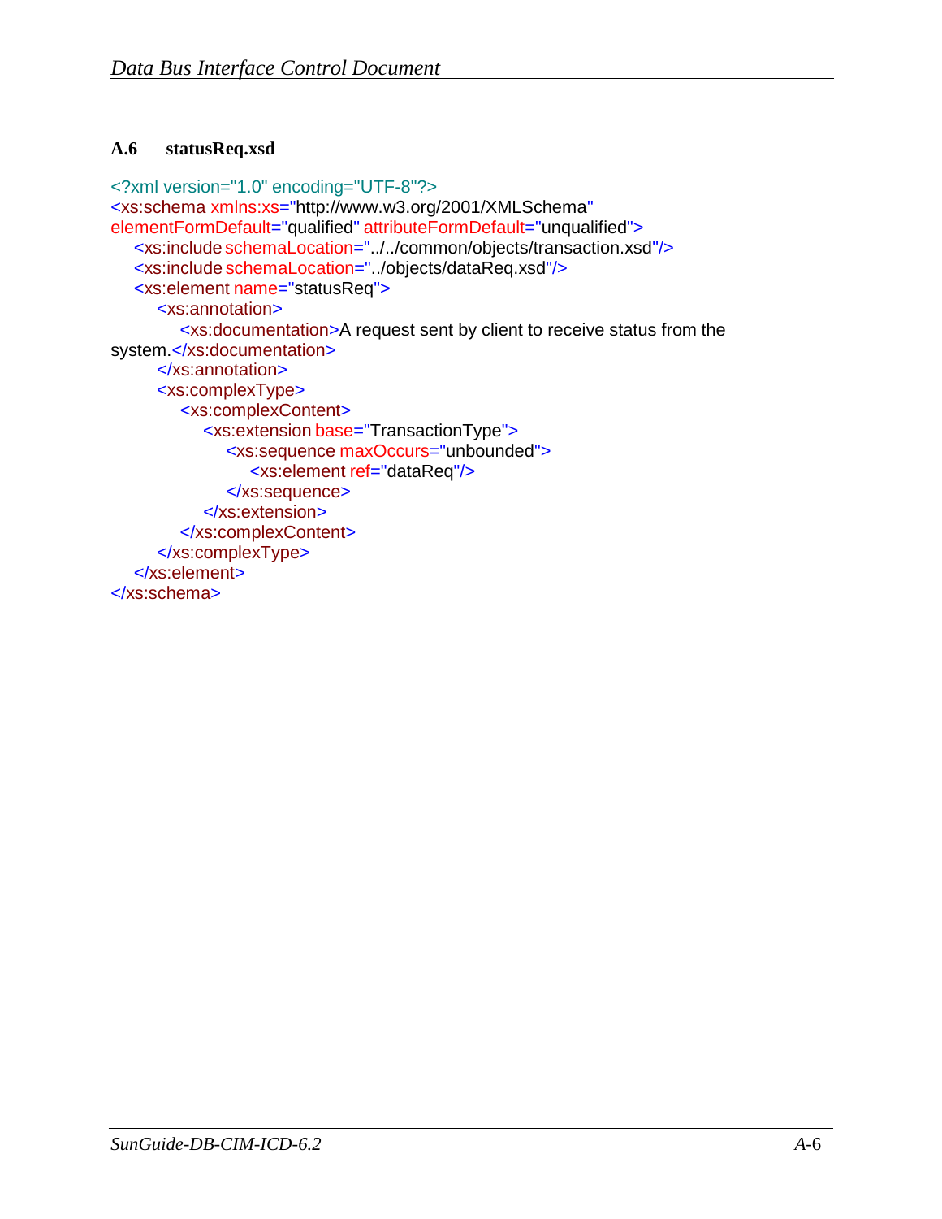### A.6 statusReq.xsd

```xml
<?xml version="1.0" encoding="UTF-8"?>
<xs:schema xmlns:xs="http://www.w3.org/2001/XMLSchema"
elementFormDefault="qualified" attributeFormDefault="unqualified">
    <xs:include schemaLocation="../../common/objects/transaction.xsd"/>
    <xs:include schemaLocation="../objects/dataReq.xsd"/>
    <xs:element name="statusReq">
        <xs:annotation>
            <xs:documentation>A request sent by client to receive status from the
system.</xs:documentation>
        </xs:annotation>
        <xs:complexType>
            <xs:complexContent>
                <xs:extension base="TransactionType">
                    <xs:sequence maxOccurs="unbounded">
                        <xs:element ref="dataReq"/>
                    </xs:sequence>
                </xs:extension>
            </xs:complexContent>
        </xs:complexType>
    </xs:element>
</xs:schema>
```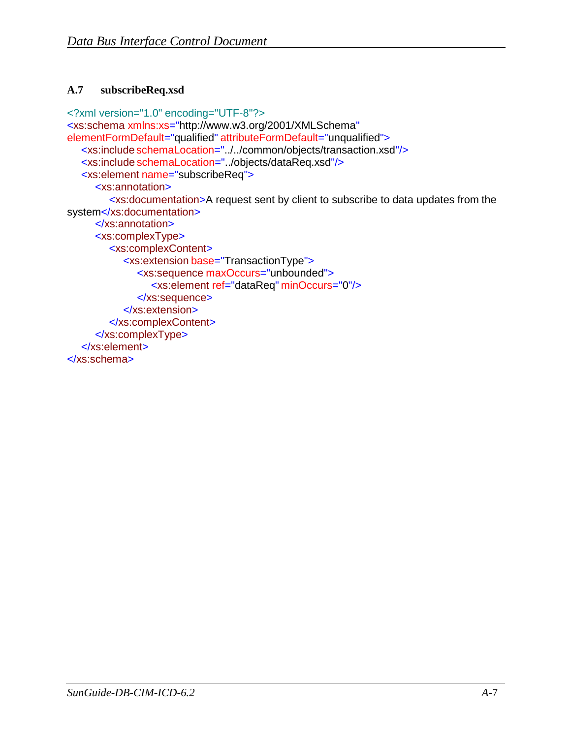### A.7 subscribeReq.xsd

```xml
<?xml version="1.0" encoding="UTF-8"?>
<xs:schema xmlns:xs="http://www.w3.org/2001/XMLSchema"
elementFormDefault="qualified" attributeFormDefault="unqualified">
    <xs:include schemaLocation="../../common/objects/transaction.xsd"/>
    <xs:include schemaLocation="../objects/dataReq.xsd"/>
    <xs:element name="subscribeReq">
        <xs:annotation>
            <xs:documentation>A request sent by client to subscribe to data updates from the
system</xs:documentation>
        </xs:annotation>
        <xs:complexType>
            <xs:complexContent>
                <xs:extension base="TransactionType">
                    <xs:sequence maxOccurs="unbounded">
                        <xs:element ref="dataReq" minOccurs="0"/>
                    </xs:sequence>
                </xs:extension>
            </xs:complexContent>
        </xs:complexType>
    </xs:element>
</xs:schema>
```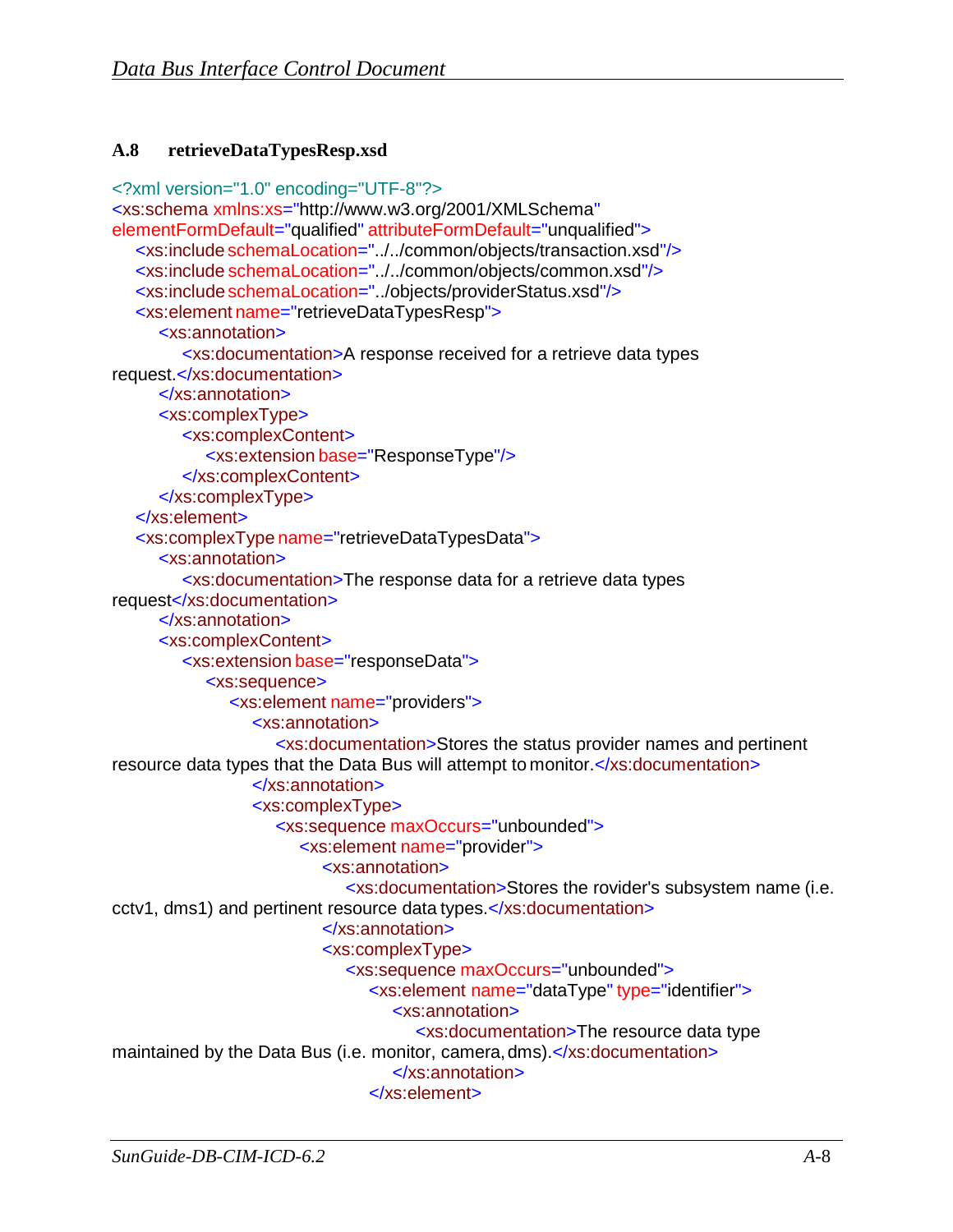### A.8 retrieveDataTypesResp.xsd

```xml
<?xml version="1.0" encoding="UTF-8"?>
<xs:schema xmlns:xs="http://www.w3.org/2001/XMLSchema"
elementFormDefault="qualified" attributeFormDefault="unqualified">
    <xs:include schemaLocation="../../common/objects/transaction.xsd"/>
    <xs:include schemaLocation="../../common/objects/common.xsd"/>
    <xs:include schemaLocation="../objects/providerStatus.xsd"/>
    <xs:element name="retrieveDataTypesResp">
        <xs:annotation>
            <xs:documentation>A response received for a retrieve data types
request.</xs:documentation>
        </xs:annotation>
        <xs:complexType>
            <xs:complexContent>
                <xs:extension base="ResponseType"/>
            </xs:complexContent>
        </xs:complexType>
    </xs:element>
    <xs:complexType name="retrieveDataTypesData">
        <xs:annotation>
            <xs:documentation>The response data for a retrieve data types
request</xs:documentation>
        </xs:annotation>
        <xs:complexContent>
            <xs:extension base="responseData">
                <xs:sequence>
                    <xs:element name="providers">
                        <xs:annotation>
                            <xs:documentation>Stores the status provider names and pertinent
resource data types that the Data Bus will attempt to monitor.</xs:documentation>
                        </xs:annotation>
                        <xs:complexType>
                            <xs:sequence maxOccurs="unbounded">
                                <xs:element name="provider">
                                    <xs:annotation>
                                        <xs:documentation>Stores the rovider's subsystem name (i.e.
cctv1, dms1) and pertinent resource data types.</xs:documentation>
                                    </xs:annotation>
                                    <xs:complexType>
                                        <xs:sequence maxOccurs="unbounded">
                                            <xs:element name="dataType" type="identifier">
                                                <xs:annotation>
                                                    <xs:documentation>The resource data type
maintained by the Data Bus (i.e. monitor, camera, dms).</xs:documentation>
                                                </xs:annotation>
                                            </xs:element>
```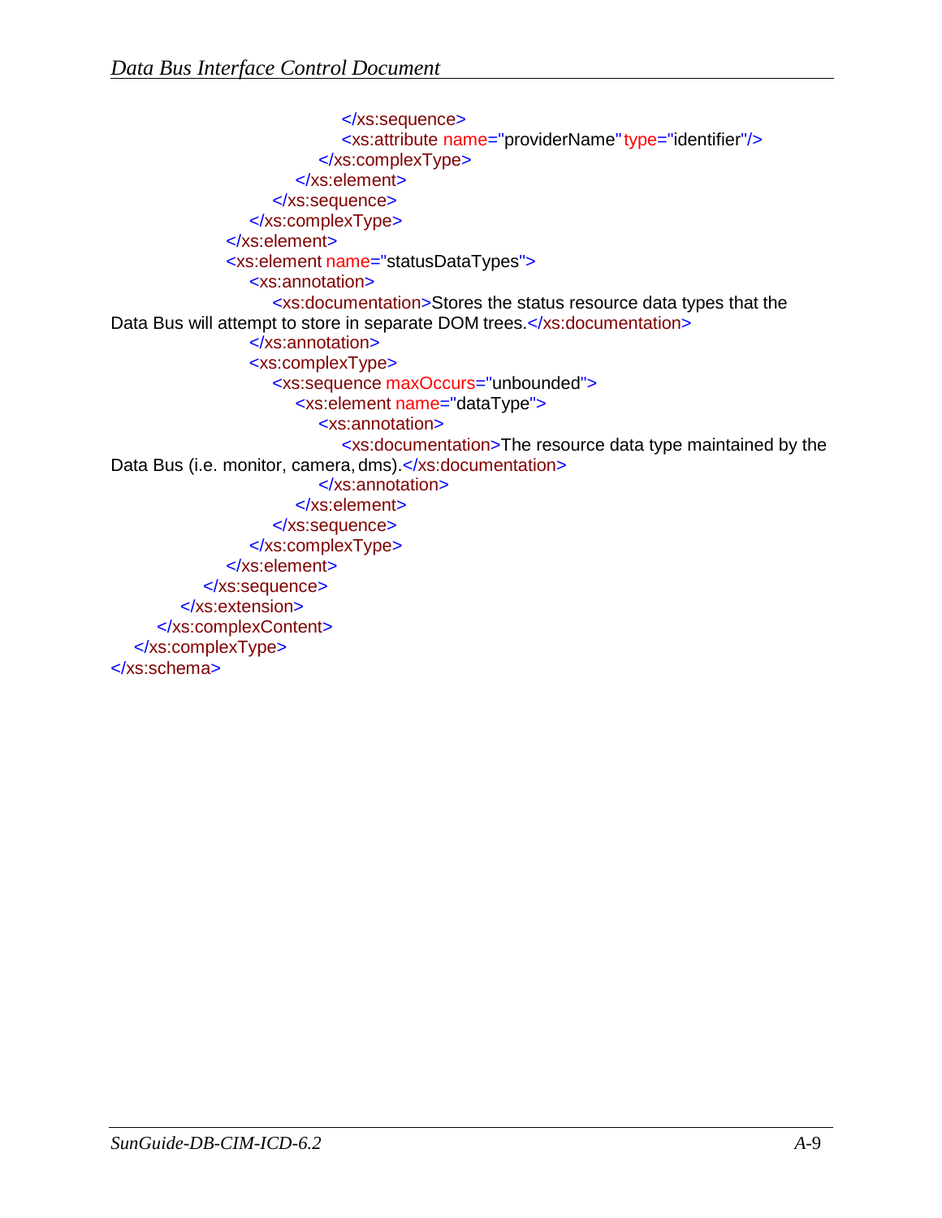```xml
                                </xs:sequence>
                                <xs:attribute name="providerName" type="identifier"/>
                            </xs:complexType>
                        </xs:element>
                    </xs:sequence>
                </xs:complexType>
            </xs:element>
            <xs:element name="statusDataTypes">
                <xs:annotation>
                    <xs:documentation>Stores the status resource data types that the
Data Bus will attempt to store in separate DOM trees.</xs:documentation>
                </xs:annotation>
                <xs:complexType>
                    <xs:sequence maxOccurs="unbounded">
                        <xs:element name="dataType">
                            <xs:annotation>
                                <xs:documentation>The resource data type maintained by the
Data Bus (i.e. monitor, camera, dms).</xs:documentation>
                            </xs:annotation>
                        </xs:element>
                    </xs:sequence>
                </xs:complexType>
            </xs:element>
        </xs:sequence>
      </xs:extension>
    </xs:complexContent>
  </xs:complexType>
</xs:schema>
```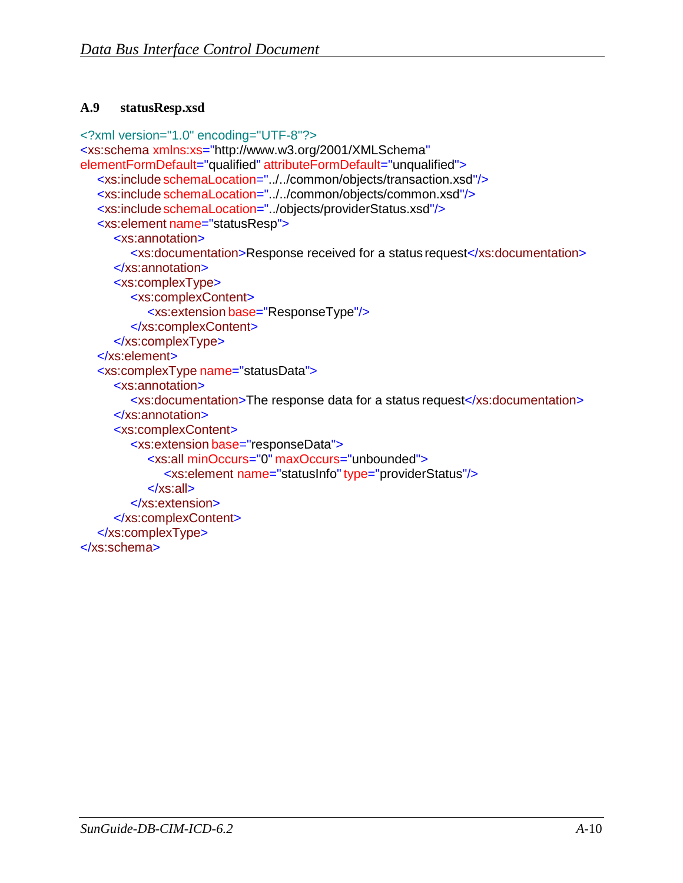## A.9 statusResp.xsd

```xml
<?xml version="1.0" encoding="UTF-8"?>
<xs:schema xmlns:xs="http://www.w3.org/2001/XMLSchema"
elementFormDefault="qualified" attributeFormDefault="unqualified">
    <xs:include schemaLocation="../../common/objects/transaction.xsd"/>
    <xs:include schemaLocation="../../common/objects/common.xsd"/>
    <xs:include schemaLocation="../objects/providerStatus.xsd"/>
    <xs:element name="statusResp">
        <xs:annotation>
            <xs:documentation>Response received for a status request</xs:documentation>
        </xs:annotation>
        <xs:complexType>
            <xs:complexContent>
                <xs:extension base="ResponseType"/>
            </xs:complexContent>
        </xs:complexType>
    </xs:element>
    <xs:complexType name="statusData">
        <xs:annotation>
            <xs:documentation>The response data for a status request</xs:documentation>
        </xs:annotation>
        <xs:complexContent>
            <xs:extension base="responseData">
                <xs:all minOccurs="0" maxOccurs="unbounded">
                    <xs:element name="statusInfo" type="providerStatus"/>
                </xs:all>
            </xs:extension>
        </xs:complexContent>
    </xs:complexType>
</xs:schema>
```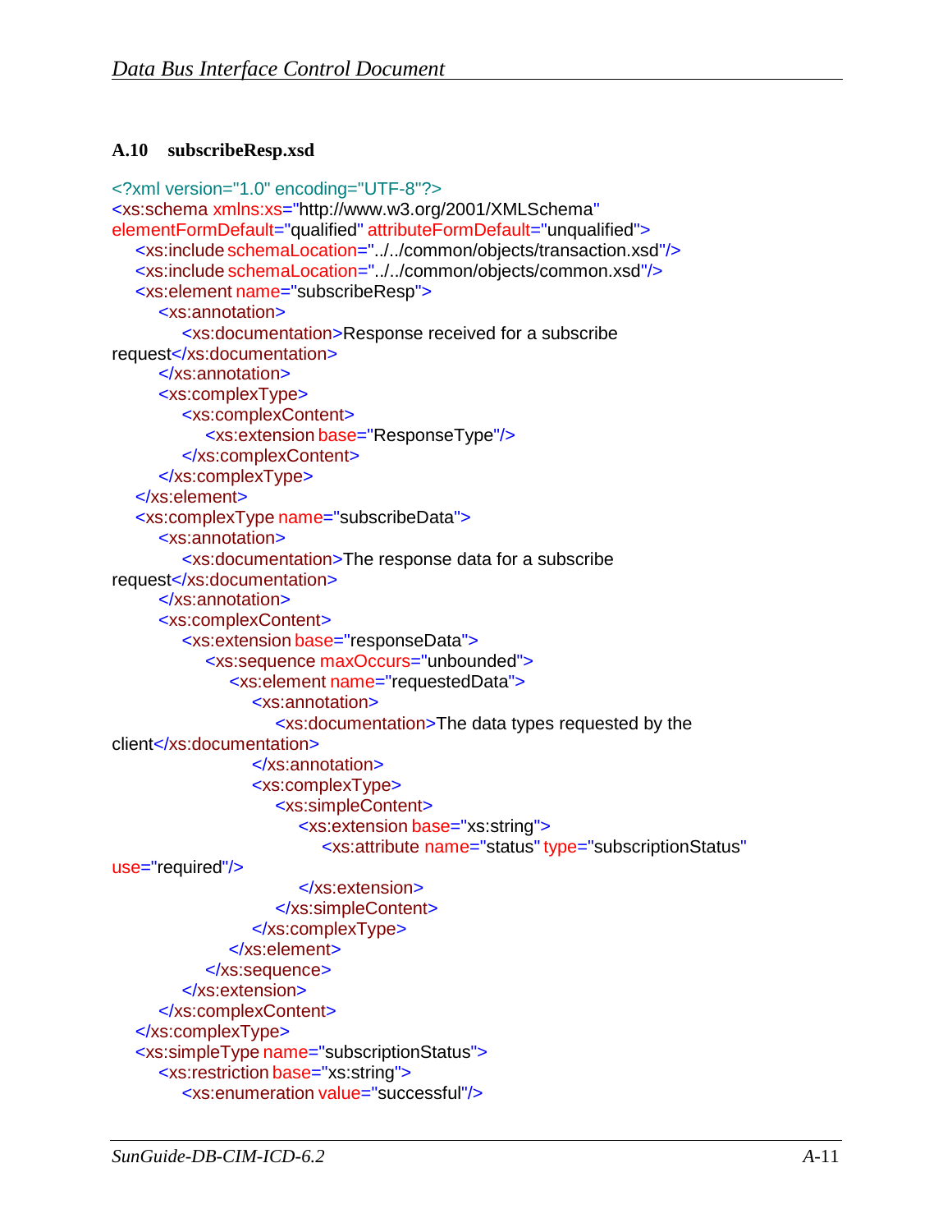### A.10 subscribeResp.xsd

```
<?xml version="1.0" encoding="UTF-8"?>
<xs:schema xmlns:xs="http://www.w3.org/2001/XMLSchema"
elementFormDefault="qualified" attributeFormDefault="unqualified">
    <xs:include schemaLocation="../../common/objects/transaction.xsd"/>
    <xs:include schemaLocation="../../common/objects/common.xsd"/>
    <xs:element name="subscribeResp">
        <xs:annotation>
            <xs:documentation>Response received for a subscribe
request</xs:documentation>
        </xs:annotation>
        <xs:complexType>
            <xs:complexContent>
                <xs:extension base="ResponseType"/>
            </xs:complexContent>
        </xs:complexType>
    </xs:element>
    <xs:complexType name="subscribeData">
        <xs:annotation>
            <xs:documentation>The response data for a subscribe
request</xs:documentation>
        </xs:annotation>
        <xs:complexContent>
            <xs:extension base="responseData">
                <xs:sequence maxOccurs="unbounded">
                    <xs:element name="requestedData">
                        <xs:annotation>
                            <xs:documentation>The data types requested by the
client</xs:documentation>
                        </xs:annotation>
                        <xs:complexType>
                            <xs:simpleContent>
                                <xs:extension base="xs:string">
                                    <xs:attribute name="status" type="subscriptionStatus"
use="required"/>
                                </xs:extension>
                            </xs:simpleContent>
                        </xs:complexType>
                    </xs:element>
                </xs:sequence>
            </xs:extension>
        </xs:complexContent>
    </xs:complexType>
    <xs:simpleType name="subscriptionStatus">
        <xs:restriction base="xs:string">
            <xs:enumeration value="successful"/>
```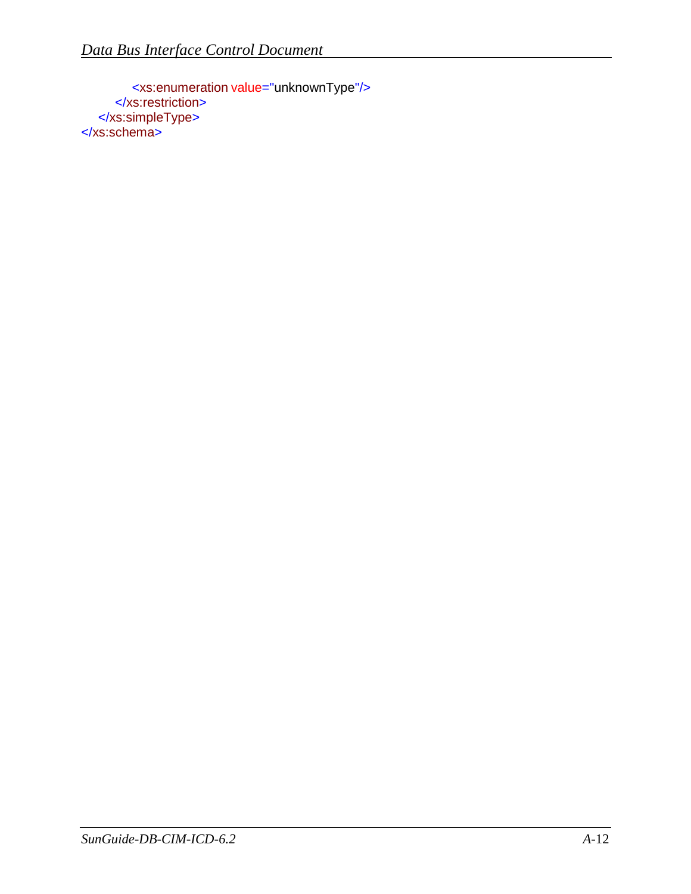```
            <xs:enumeration value="unknownType"/>
        </xs:restriction>
    </xs:simpleType>
</xs:schema>
```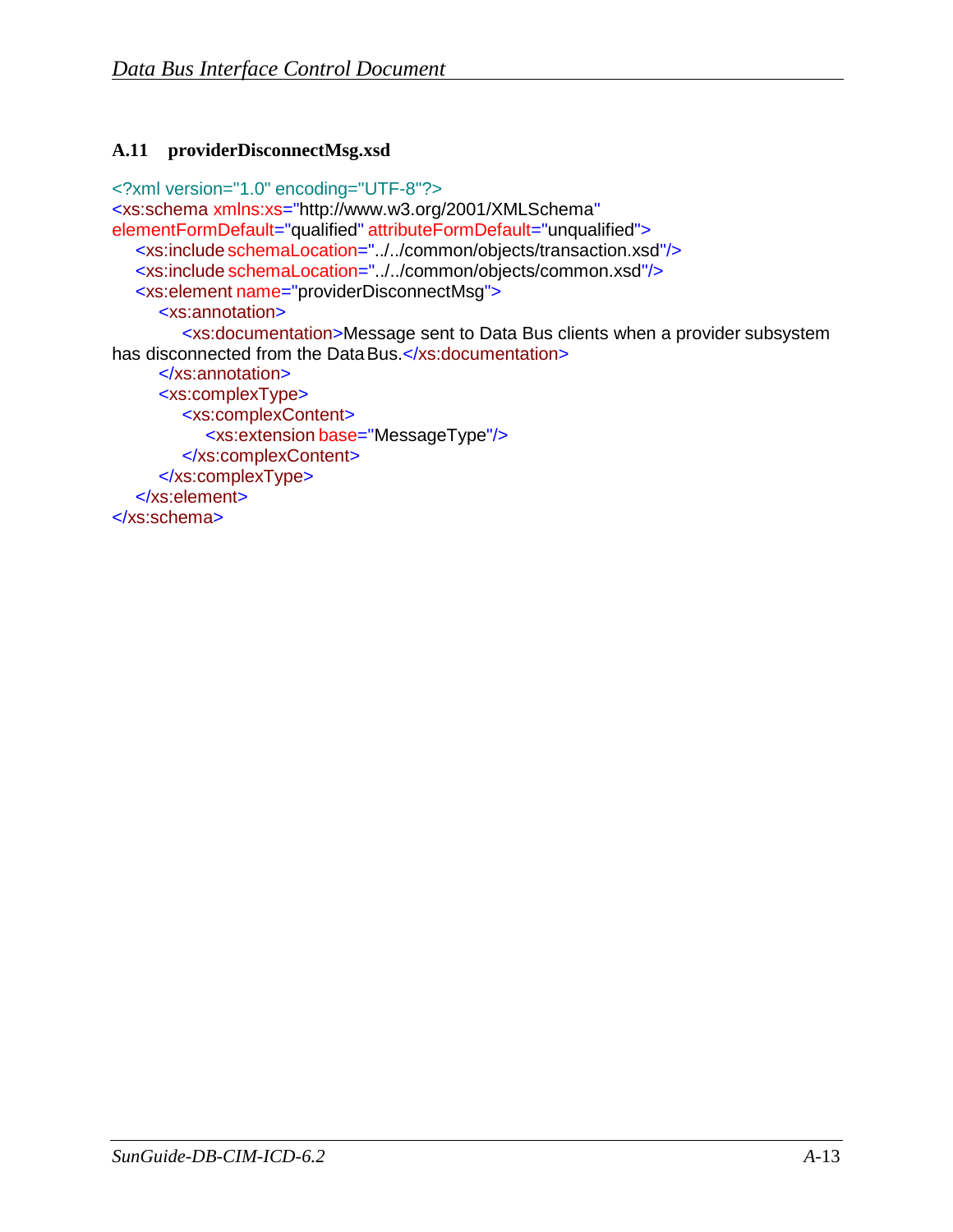### A.11 providerDisconnectMsg.xsd

```
<?xml version="1.0" encoding="UTF-8"?>
<xs:schema xmlns:xs="http://www.w3.org/2001/XMLSchema"
elementFormDefault="qualified" attributeFormDefault="unqualified">
    <xs:include schemaLocation="../../common/objects/transaction.xsd"/>
    <xs:include schemaLocation="../../common/objects/common.xsd"/>
    <xs:element name="providerDisconnectMsg">
        <xs:annotation>
            <xs:documentation>Message sent to Data Bus clients when a provider subsystem
has disconnected from the Data Bus.</xs:documentation>
        </xs:annotation>
        <xs:complexType>
            <xs:complexContent>
                <xs:extension base="MessageType"/>
            </xs:complexContent>
        </xs:complexType>
    </xs:element>
</xs:schema>
```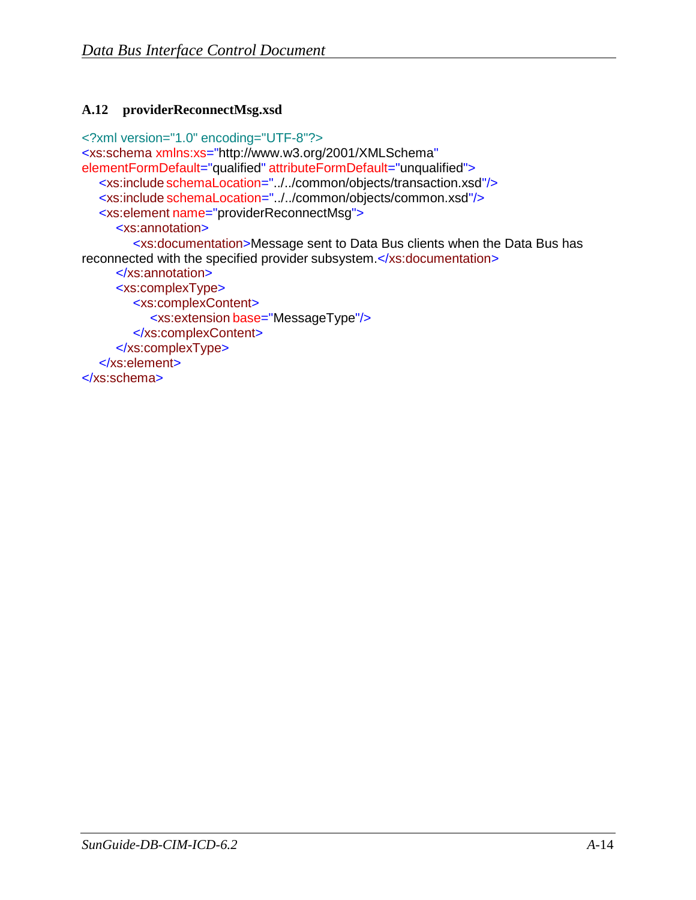### A.12 providerReconnectMsg.xsd

```
<?xml version="1.0" encoding="UTF-8"?>
<xs:schema xmlns:xs="http://www.w3.org/2001/XMLSchema"
elementFormDefault="qualified" attributeFormDefault="unqualified">
    <xs:include schemaLocation="../../common/objects/transaction.xsd"/>
    <xs:include schemaLocation="../../common/objects/common.xsd"/>
    <xs:element name="providerReconnectMsg">
        <xs:annotation>
            <xs:documentation>Message sent to Data Bus clients when the Data Bus has
reconnected with the specified provider subsystem.</xs:documentation>
        </xs:annotation>
        <xs:complexType>
            <xs:complexContent>
                <xs:extension base="MessageType"/>
            </xs:complexContent>
        </xs:complexType>
    </xs:element>
</xs:schema>
```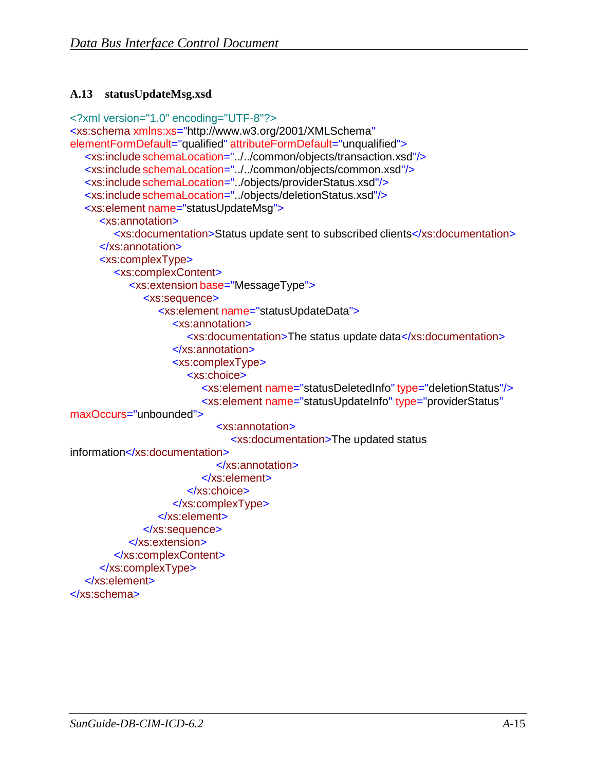### A.13 statusUpdateMsg.xsd

```
<?xml version="1.0" encoding="UTF-8"?>
<xs:schema xmlns:xs="http://www.w3.org/2001/XMLSchema"
elementFormDefault="qualified" attributeFormDefault="unqualified">
    <xs:include schemaLocation="../../common/objects/transaction.xsd"/>
    <xs:include schemaLocation="../../common/objects/common.xsd"/>
    <xs:include schemaLocation="../objects/providerStatus.xsd"/>
    <xs:include schemaLocation="../objects/deletionStatus.xsd"/>
    <xs:element name="statusUpdateMsg">
        <xs:annotation>
            <xs:documentation>Status update sent to subscribed clients</xs:documentation>
        </xs:annotation>
        <xs:complexType>
            <xs:complexContent>
                <xs:extension base="MessageType">
                    <xs:sequence>
                        <xs:element name="statusUpdateData">
                            <xs:annotation>
                                <xs:documentation>The status update data</xs:documentation>
                            </xs:annotation>
                            <xs:complexType>
                                <xs:choice>
                                    <xs:element name="statusDeletedInfo" type="deletionStatus"/>
                                    <xs:element name="statusUpdateInfo" type="providerStatus"
maxOccurs="unbounded">
                                        <xs:annotation>
                                            <xs:documentation>The updated status
information</xs:documentation>
                                        </xs:annotation>
                                    </xs:element>
                                </xs:choice>
                            </xs:complexType>
                        </xs:element>
                    </xs:sequence>
                </xs:extension>
            </xs:complexContent>
        </xs:complexType>
    </xs:element>
</xs:schema>
```